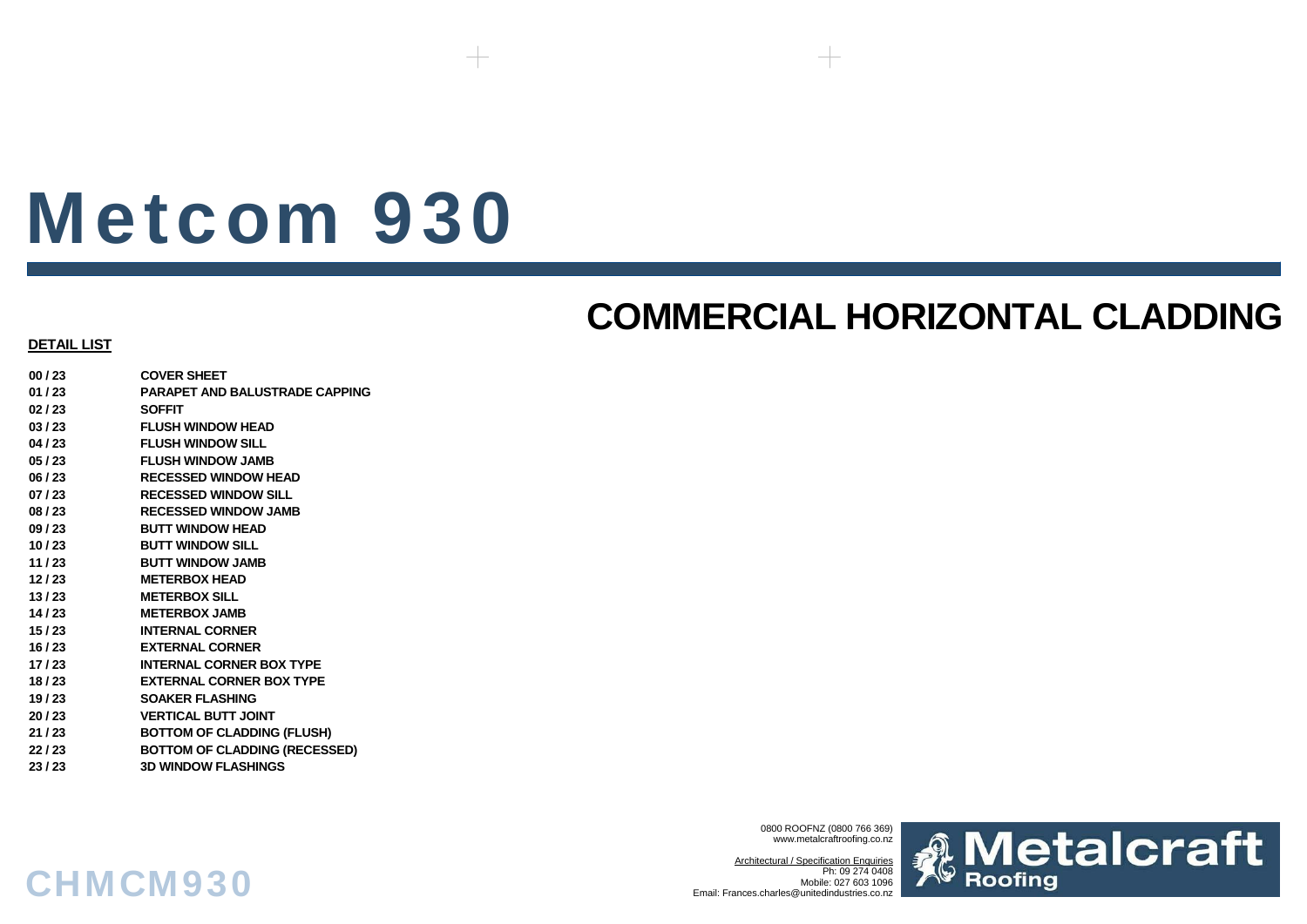# Metcom 930

## COMMERCIAL HORIZONTAL CLADDING

**DETAIL LIST**

| | |
|---|---|
| 00 / 23 | COVER SHEET |
| 01 / 23 | PARAPET AND BALUSTRADE CAPPING |
| 02 / 23 | SOFFIT |
| 03 / 23 | FLUSH WINDOW HEAD |
| 04 / 23 | FLUSH WINDOW SILL |
| 05 / 23 | FLUSH WINDOW JAMB |
| 06 / 23 | RECESSED WINDOW HEAD |
| 07 / 23 | RECESSED WINDOW SILL |
| 08 / 23 | RECESSED WINDOW JAMB |
| 09 / 23 | BUTT WINDOW HEAD |
| 10 / 23 | BUTT WINDOW SILL |
| 11 / 23 | BUTT WINDOW JAMB |
| 12 / 23 | METERBOX HEAD |
| 13 / 23 | METERBOX SILL |
| 14 / 23 | METERBOX JAMB |
| 15 / 23 | INTERNAL CORNER |
| 16 / 23 | EXTERNAL CORNER |
| 17 / 23 | INTERNAL CORNER BOX TYPE |
| 18 / 23 | EXTERNAL CORNER BOX TYPE |
| 19 / 23 | SOAKER FLASHING |
| 20 / 23 | VERTICAL BUTT JOINT |
| 21 / 23 | BOTTOM OF CLADDING (FLUSH) |
| 22 / 23 | BOTTOM OF CLADDING (RECESSED) |
| 23 / 23 | 3D WINDOW FLASHINGS |

0800 ROOFNZ (0800 766 369)
www.metalcraftroofing.co.nz

Architectural / Specification Enquiries
Ph: 09 274 0408
Mobile: 027 603 1096
Email: Frances.charles@unitedindustries.co.nz

Metalcraft Roofing

CHMCM930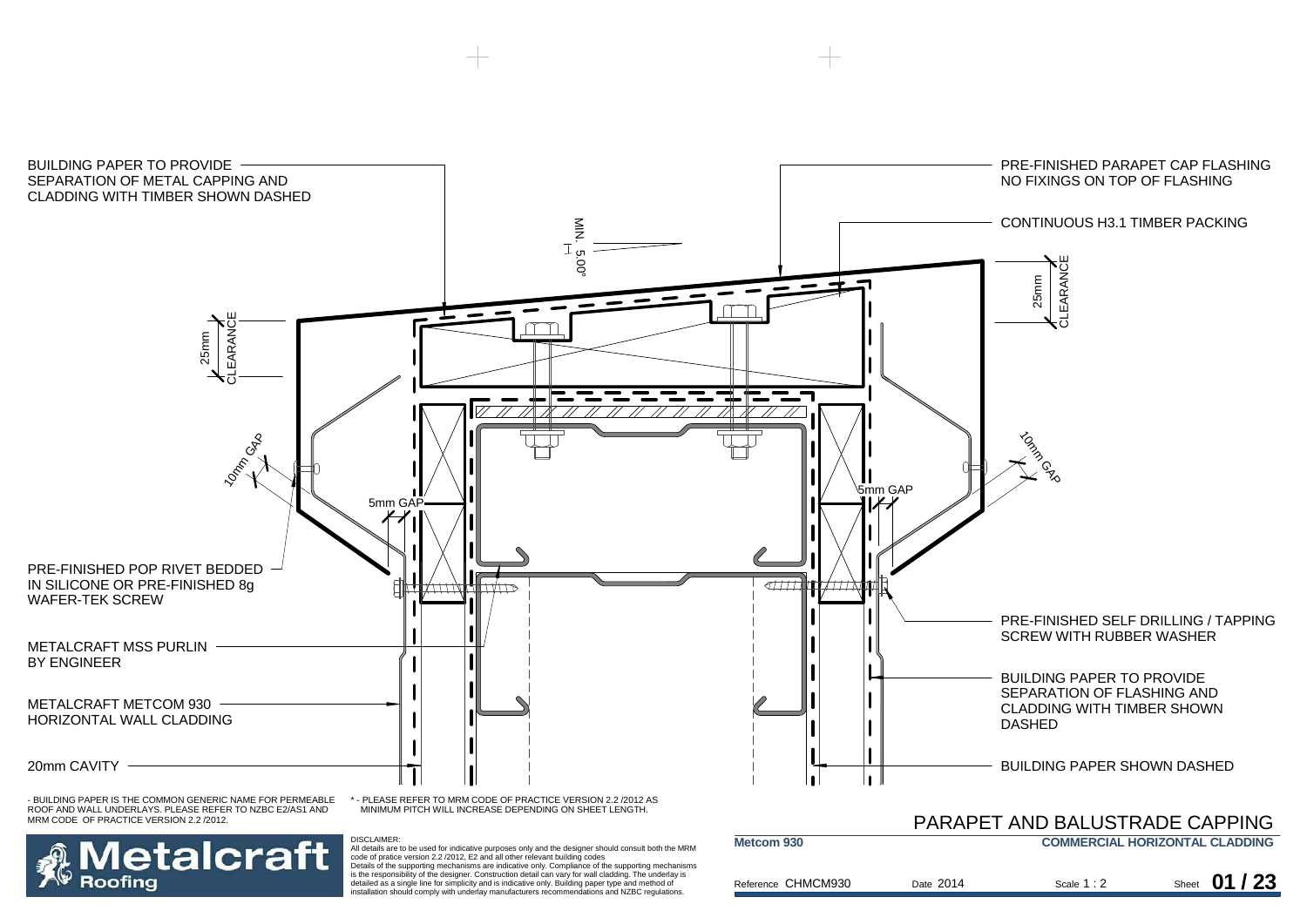BUILDING PAPER TO PROVIDE SEPARATION OF METAL CAPPING AND CLADDING WITH TIMBER SHOWN DASHED

PRE-FINISHED PARAPET CAP FLASHING NO FIXINGS ON TOP OF FLASHING

CONTINUOUS H3.1 TIMBER PACKING

MIN. 5.00°

25mm CLEARANCE

25mm CLEARANCE

10mm GAP

10mm GAP

5mm GAP

5mm GAP

PRE-FINISHED POP RIVET BEDDED IN SILICONE OR PRE-FINISHED 8g WAFER-TEK SCREW

PRE-FINISHED SELF DRILLING / TAPPING SCREW WITH RUBBER WASHER

METALCRAFT MSS PURLIN BY ENGINEER

BUILDING PAPER TO PROVIDE SEPARATION OF FLASHING AND CLADDING WITH TIMBER SHOWN DASHED

METALCRAFT METCOM 930 HORIZONTAL WALL CLADDING

20mm CAVITY

BUILDING PAPER SHOWN DASHED

- BUILDING PAPER IS THE COMMON GENERIC NAME FOR PERMEABLE ROOF AND WALL UNDERLAYS. PLEASE REFER TO NZBC E2/AS1 AND MRM CODE OF PRACTICE VERSION 2.2 /2012.

* - PLEASE REFER TO MRM CODE OF PRACTICE VERSION 2.2 /2012 AS MINIMUM PITCH WILL INCREASE DEPENDING ON SHEET LENGTH.

# PARAPET AND BALUSTRADE CAPPING

**Metcom 930** — **COMMERCIAL HORIZONTAL CLADDING**

Reference CHMCM930 | Date 2014 | Scale 1 : 2 | Sheet **01 / 23**

**Metalcraft Roofing**

DISCLAIMER:
All details are to be used for indicative purposes only and the designer should consult both the MRM code of pratice version 2.2 /2012, E2 and all other relevant building codes
Details of the supporting mechanisms are indicative only. Compliance of the supporting mechanisms is the responsibility of the designer. Construction detail can vary for wall cladding. The underlay is detailed as a single line for simplicity and is indicative only. Building paper type and method of installation should comply with underlay manufacturers recommendations and NZBC regulations.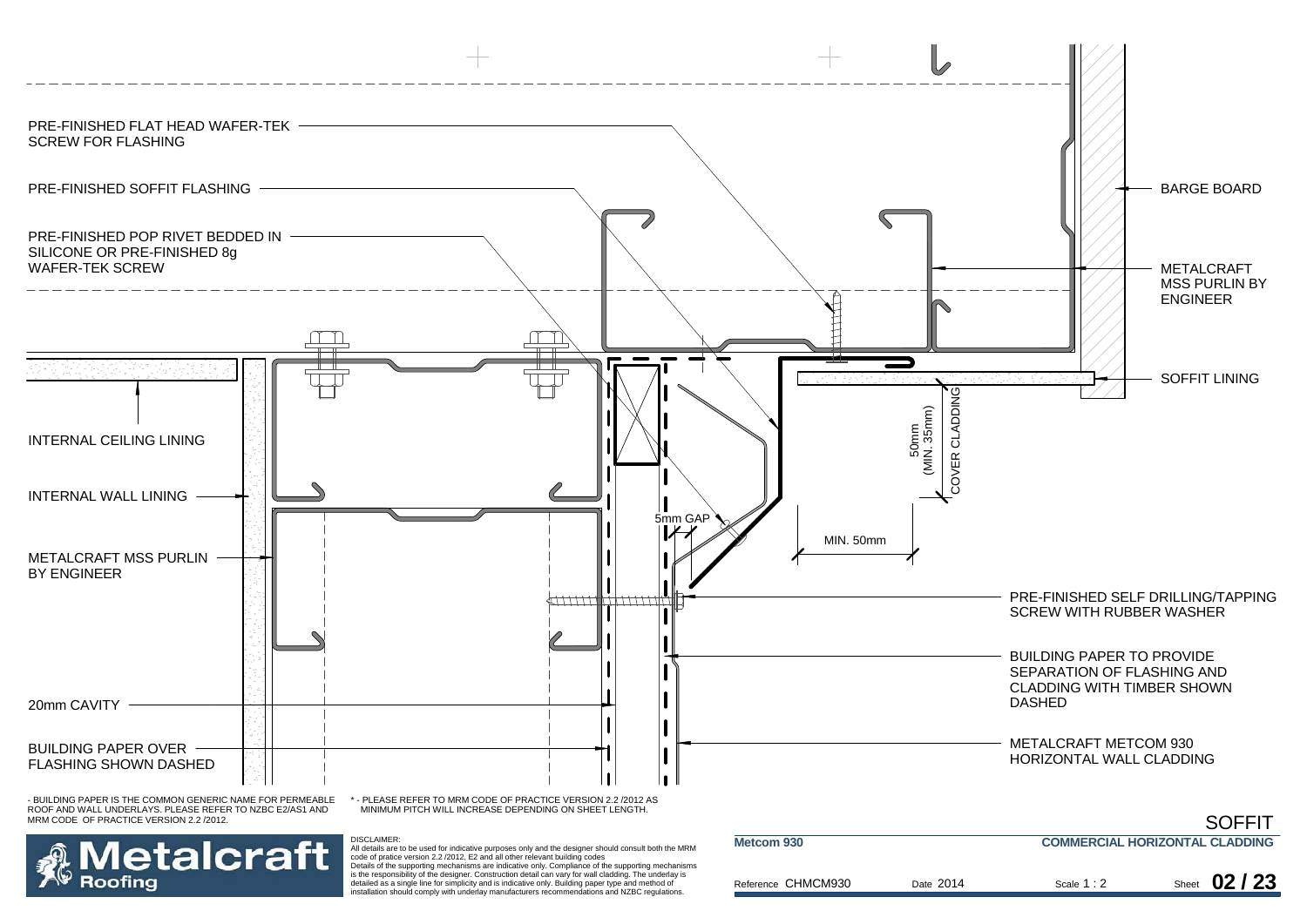PRE-FINISHED FLAT HEAD WAFER-TEK SCREW FOR FLASHING

PRE-FINISHED SOFFIT FLASHING

PRE-FINISHED POP RIVET BEDDED IN SILICONE OR PRE-FINISHED 8g WAFER-TEK SCREW

BARGE BOARD

METALCRAFT MSS PURLIN BY ENGINEER

SOFFIT LINING

INTERNAL CEILING LINING

50mm (MIN. 35mm) COVER CLADDING

INTERNAL WALL LINING

5mm GAP

MIN. 50mm

METALCRAFT MSS PURLIN BY ENGINEER

PRE-FINISHED SELF DRILLING/TAPPING SCREW WITH RUBBER WASHER

BUILDING PAPER TO PROVIDE SEPARATION OF FLASHING AND CLADDING WITH TIMBER SHOWN DASHED

20mm CAVITY

BUILDING PAPER OVER FLASHING SHOWN DASHED

METALCRAFT METCOM 930 HORIZONTAL WALL CLADDING

- BUILDING PAPER IS THE COMMON GENERIC NAME FOR PERMEABLE ROOF AND WALL UNDERLAYS. PLEASE REFER TO NZBC E2/AS1 AND MRM CODE OF PRACTICE VERSION 2.2 /2012.

* - PLEASE REFER TO MRM CODE OF PRACTICE VERSION 2.2 /2012 AS MINIMUM PITCH WILL INCREASE DEPENDING ON SHEET LENGTH.

SOFFIT

Metalcraft Roofing

DISCLAIMER:
All details are to be used for indicative purposes only and the designer should consult both the MRM code of pratice version 2.2 /2012, E2 and all other relevant building codes
Details of the supporting mechanisms are indicative only. Compliance of the supporting mechanisms is the responsibility of the designer. Construction detail can vary for wall cladding. The underlay is detailed as a single line for simplicity and is indicative only. Building paper type and method of installation should comply with underlay manufacturers recommendations and NZBC regulations.

**Metcom 930** | **COMMERCIAL HORIZONTAL CLADDING**

Reference CHMCM930 | Date 2014 | Scale 1 : 2 | Sheet **02 / 23**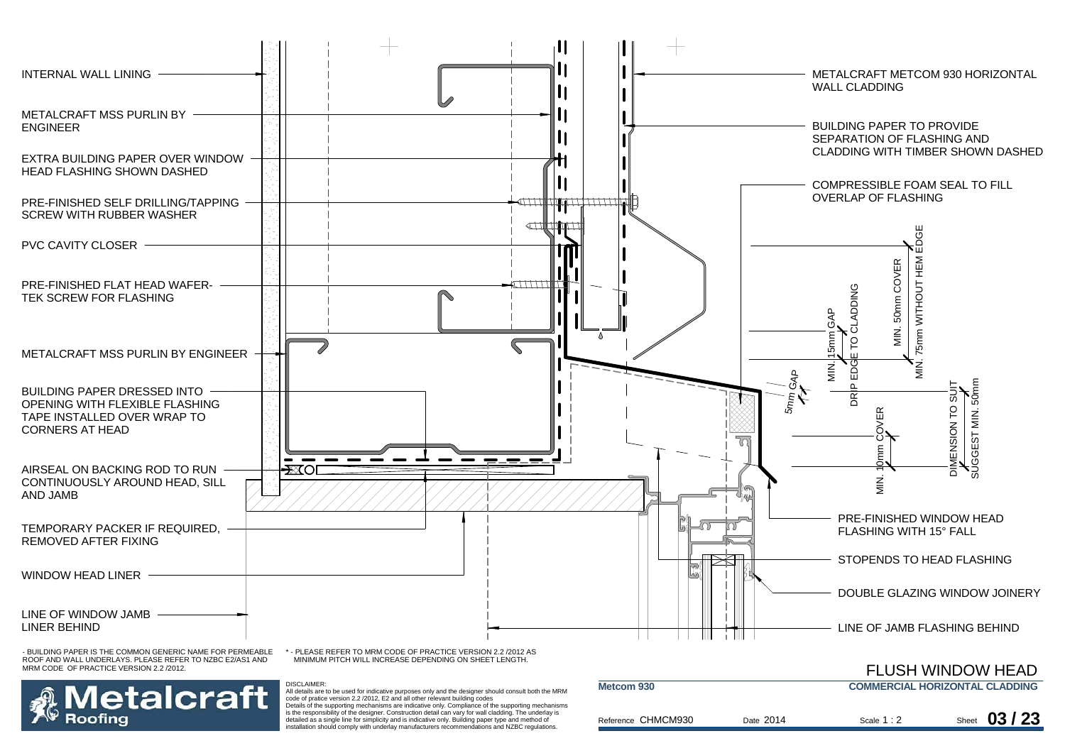INTERNAL WALL LINING

METALCRAFT MSS PURLIN BY ENGINEER

EXTRA BUILDING PAPER OVER WINDOW HEAD FLASHING SHOWN DASHED

PRE-FINISHED SELF DRILLING/TAPPING SCREW WITH RUBBER WASHER

PVC CAVITY CLOSER

PRE-FINISHED FLAT HEAD WAFER-TEK SCREW FOR FLASHING

METALCRAFT MSS PURLIN BY ENGINEER

BUILDING PAPER DRESSED INTO OPENING WITH FLEXIBLE FLASHING TAPE INSTALLED OVER WRAP TO CORNERS AT HEAD

AIRSEAL ON BACKING ROD TO RUN CONTINUOUSLY AROUND HEAD, SILL AND JAMB

TEMPORARY PACKER IF REQUIRED, REMOVED AFTER FIXING

WINDOW HEAD LINER

LINE OF WINDOW JAMB LINER BEHIND

METALCRAFT METCOM 930 HORIZONTAL WALL CLADDING

BUILDING PAPER TO PROVIDE SEPARATION OF FLASHING AND CLADDING WITH TIMBER SHOWN DASHED

COMPRESSIBLE FOAM SEAL TO FILL OVERLAP OF FLASHING

MIN. 15mm GAP

DRIP EDGE TO CLADDING

MIN. 50mm COVER

MIN. 75mm WITHOUT HEM EDGE

5mm GAP

MIN. 10mm COVER

DIMENSION TO SUIT SUGGEST MIN. 50mm

PRE-FINISHED WINDOW HEAD FLASHING WITH 15° FALL

STOPENDS TO HEAD FLASHING

DOUBLE GLAZING WINDOW JOINERY

LINE OF JAMB FLASHING BEHIND

- BUILDING PAPER IS THE COMMON GENERIC NAME FOR PERMEABLE ROOF AND WALL UNDERLAYS. PLEASE REFER TO NZBC E2/AS1 AND MRM CODE OF PRACTICE VERSION 2.2 /2012.

* - PLEASE REFER TO MRM CODE OF PRACTICE VERSION 2.2 /2012 AS MINIMUM PITCH WILL INCREASE DEPENDING ON SHEET LENGTH.

# FLUSH WINDOW HEAD

Metalcraft Roofing

DISCLAIMER:
All details are to be used for indicative purposes only and the designer should consult both the MRM code of pratice version 2.2 /2012, E2 and all other relevant building codes
Details of the supporting mechanisms are indicative only. Compliance of the supporting mechanisms is the responsibility of the designer. Construction detail can vary for wall cladding. The underlay is detailed as a single line for simplicity and is indicative only. Building paper type and method of installation should comply with underlay manufacturers recommendations and NZBC regulations.

| Metcom 930 | | COMMERCIAL HORIZONTAL CLADDING | |
|---|---|---|---|
| Reference CHMCM930 | Date 2014 | Scale 1 : 2 | Sheet 03 / 23 |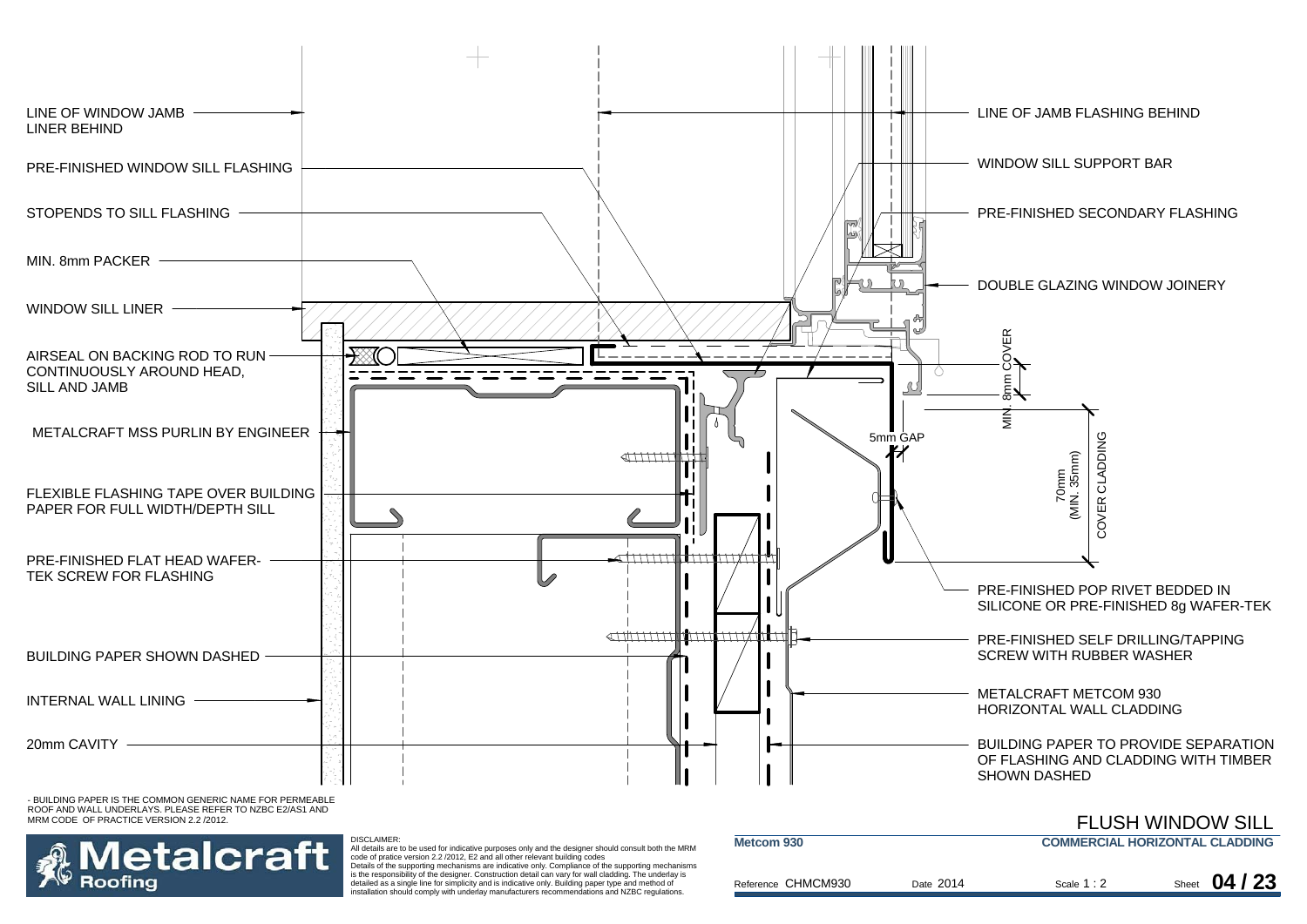LINE OF WINDOW JAMB LINER BEHIND

PRE-FINISHED WINDOW SILL FLASHING

STOPENDS TO SILL FLASHING

MIN. 8mm PACKER

WINDOW SILL LINER

AIRSEAL ON BACKING ROD TO RUN CONTINUOUSLY AROUND HEAD, SILL AND JAMB

METALCRAFT MSS PURLIN BY ENGINEER

FLEXIBLE FLASHING TAPE OVER BUILDING PAPER FOR FULL WIDTH/DEPTH SILL

PRE-FINISHED FLAT HEAD WAFER-TEK SCREW FOR FLASHING

BUILDING PAPER SHOWN DASHED

INTERNAL WALL LINING

20mm CAVITY

LINE OF JAMB FLASHING BEHIND

WINDOW SILL SUPPORT BAR

PRE-FINISHED SECONDARY FLASHING

DOUBLE GLAZING WINDOW JOINERY

MIN. 8mm COVER

5mm GAP

70mm (MIN. 35mm) COVER CLADDING

PRE-FINISHED POP RIVET BEDDED IN SILICONE OR PRE-FINISHED 8g WAFER-TEK

PRE-FINISHED SELF DRILLING/TAPPING SCREW WITH RUBBER WASHER

METALCRAFT METCOM 930 HORIZONTAL WALL CLADDING

BUILDING PAPER TO PROVIDE SEPARATION OF FLASHING AND CLADDING WITH TIMBER SHOWN DASHED

- BUILDING PAPER IS THE COMMON GENERIC NAME FOR PERMEABLE ROOF AND WALL UNDERLAYS. PLEASE REFER TO NZBC E2/AS1 AND MRM CODE OF PRACTICE VERSION 2.2 /2012.

Metalcraft Roofing

DISCLAIMER:
All details are to be used for indicative purposes only and the designer should consult both the MRM code of pratice version 2.2 /2012, E2 and all other relevant building codes
Details of the supporting mechanisms are indicative only. Compliance of the supporting mechanisms is the responsibility of the designer. Construction detail can vary for wall cladding. The underlay is detailed as a single line for simplicity and is indicative only. Building paper type and method of installation should comply with underlay manufacturers recommendations and NZBC regulations.

# FLUSH WINDOW SILL

**Metcom 930** | **COMMERCIAL HORIZONTAL CLADDING**

Reference CHMCM930 | Date 2014 | Scale 1 : 2 | Sheet **04 / 23**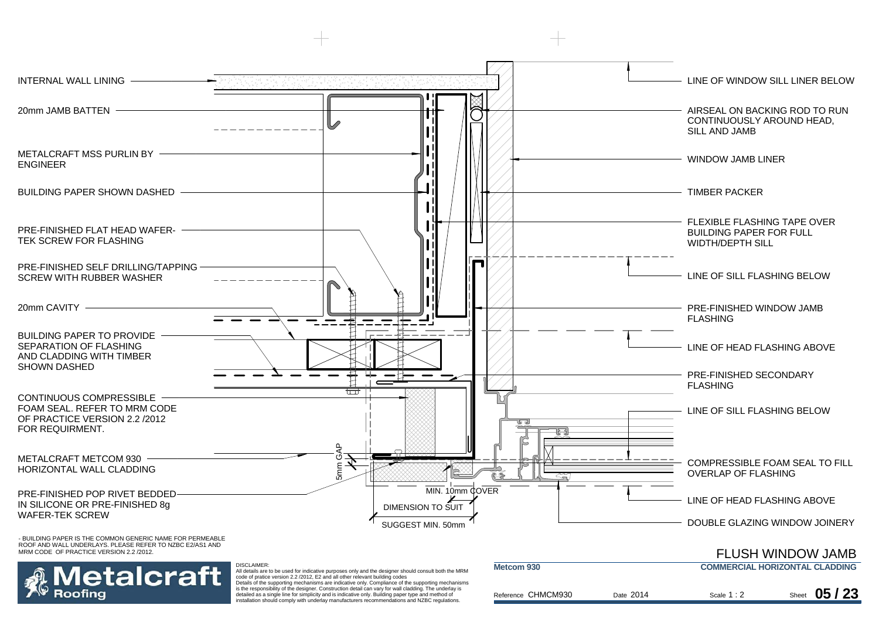INTERNAL WALL LINING

20mm JAMB BATTEN

METALCRAFT MSS PURLIN BY ENGINEER

BUILDING PAPER SHOWN DASHED

PRE-FINISHED FLAT HEAD WAFER-TEK SCREW FOR FLASHING

PRE-FINISHED SELF DRILLING/TAPPING SCREW WITH RUBBER WASHER

20mm CAVITY

BUILDING PAPER TO PROVIDE SEPARATION OF FLASHING AND CLADDING WITH TIMBER SHOWN DASHED

CONTINUOUS COMPRESSIBLE FOAM SEAL. REFER TO MRM CODE OF PRACTICE VERSION 2.2 /2012 FOR REQUIRMENT.

METALCRAFT METCOM 930 HORIZONTAL WALL CLADDING

PRE-FINISHED POP RIVET BEDDED IN SILICONE OR PRE-FINISHED 8g WAFER-TEK SCREW

5mm GAP

MIN. 10mm COVER

DIMENSION TO SUIT

SUGGEST MIN. 50mm

LINE OF WINDOW SILL LINER BELOW

AIRSEAL ON BACKING ROD TO RUN CONTINUOUSLY AROUND HEAD, SILL AND JAMB

WINDOW JAMB LINER

TIMBER PACKER

FLEXIBLE FLASHING TAPE OVER BUILDING PAPER FOR FULL WIDTH/DEPTH SILL

LINE OF SILL FLASHING BELOW

PRE-FINISHED WINDOW JAMB FLASHING

LINE OF HEAD FLASHING ABOVE

PRE-FINISHED SECONDARY FLASHING

LINE OF SILL FLASHING BELOW

COMPRESSIBLE FOAM SEAL TO FILL OVERLAP OF FLASHING

LINE OF HEAD FLASHING ABOVE

DOUBLE GLAZING WINDOW JOINERY

- BUILDING PAPER IS THE COMMON GENERIC NAME FOR PERMEABLE ROOF AND WALL UNDERLAYS. PLEASE REFER TO NZBC E2/AS1 AND MRM CODE OF PRACTICE VERSION 2.2 /2012.

# FLUSH WINDOW JAMB

Metalcraft Roofing

DISCLAIMER:
All details are to be used for indicative purposes only and the designer should consult both the MRM code of pratice version 2.2 /2012, E2 and all other relevant building codes
Details of the supporting mechanisms are indicative only. Compliance of the supporting mechanisms is the responsibility of the designer. Construction detail can vary for wall cladding. The underlay is detailed as a single line for simplicity and is indicative only. Building paper type and method of installation should comply with underlay manufacturers recommendations and NZBC regulations.

| Metcom 930 | | COMMERCIAL HORIZONTAL CLADDING | |
|---|---|---|---|
| Reference CHMCM930 | Date 2014 | Scale 1 : 2 | Sheet 05 / 23 |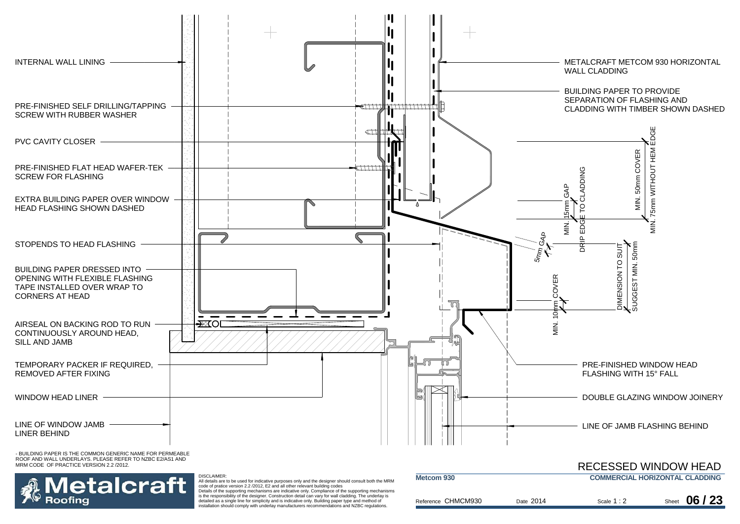INTERNAL WALL LINING

PRE-FINISHED SELF DRILLING/TAPPING SCREW WITH RUBBER WASHER

PVC CAVITY CLOSER

PRE-FINISHED FLAT HEAD WAFER-TEK SCREW FOR FLASHING

EXTRA BUILDING PAPER OVER WINDOW HEAD FLASHING SHOWN DASHED

STOPENDS TO HEAD FLASHING

BUILDING PAPER DRESSED INTO OPENING WITH FLEXIBLE FLASHING TAPE INSTALLED OVER WRAP TO CORNERS AT HEAD

AIRSEAL ON BACKING ROD TO RUN CONTINUOUSLY AROUND HEAD, SILL AND JAMB

TEMPORARY PACKER IF REQUIRED, REMOVED AFTER FIXING

WINDOW HEAD LINER

LINE OF WINDOW JAMB LINER BEHIND

METALCRAFT METCOM 930 HORIZONTAL WALL CLADDING

BUILDING PAPER TO PROVIDE SEPARATION OF FLASHING AND CLADDING WITH TIMBER SHOWN DASHED

MIN. 15mm GAP

DRIP EDGE TO CLADDING

MIN. 50mm COVER

MIN. 75mm WITHOUT HEM EDGE

5mm GAP

MIN. 10mm COVER

DIMENSION TO SUIT SUGGEST MIN. 50mm

PRE-FINISHED WINDOW HEAD FLASHING WITH 15° FALL

DOUBLE GLAZING WINDOW JOINERY

LINE OF JAMB FLASHING BEHIND

- BUILDING PAPER IS THE COMMON GENERIC NAME FOR PERMEABLE ROOF AND WALL UNDERLAYS. PLEASE REFER TO NZBC E2/AS1 AND MRM CODE OF PRACTICE VERSION 2.2 /2012.

# RECESSED WINDOW HEAD

**Metcom 930** — **COMMERCIAL HORIZONTAL CLADDING**

Reference CHMCM930 | Date 2014 | Scale 1 : 2 | Sheet **06 / 23**

**Metalcraft Roofing**

DISCLAIMER:
All details are to be used for indicative purposes only and the designer should consult both the MRM code of pratice version 2.2 /2012, E2 and all other relevant building codes
Details of the supporting mechanisms are indicative only. Compliance of the supporting mechanisms is the responsibility of the designer. Construction detail can vary for wall cladding. The underlay is detailed as a single line for simplicity and is indicative only. Building paper type and method of installation should comply with underlay manufacturers recommendations and NZBC regulations.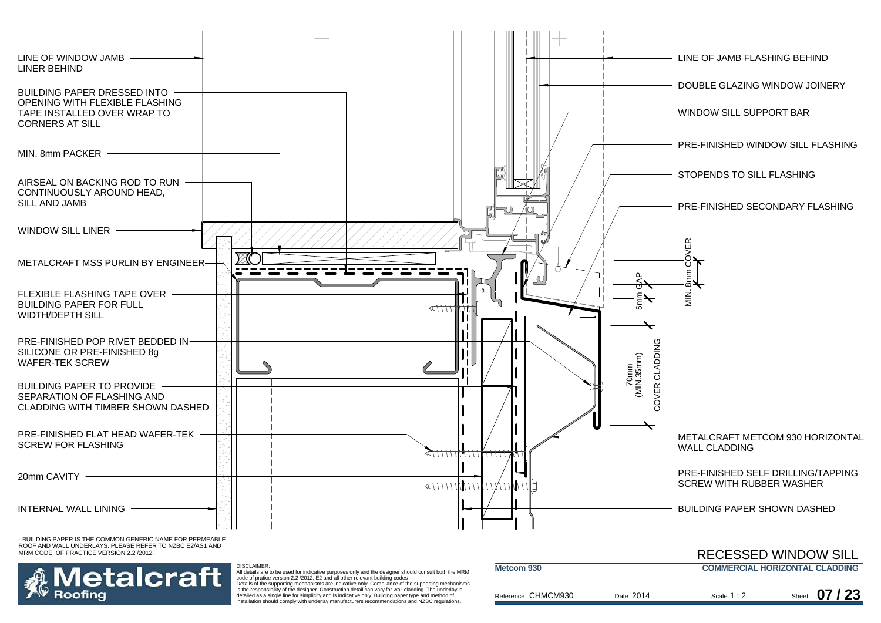LINE OF WINDOW JAMB LINER BEHIND

BUILDING PAPER DRESSED INTO OPENING WITH FLEXIBLE FLASHING TAPE INSTALLED OVER WRAP TO CORNERS AT SILL

MIN. 8mm PACKER

AIRSEAL ON BACKING ROD TO RUN CONTINUOUSLY AROUND HEAD, SILL AND JAMB

WINDOW SILL LINER

METALCRAFT MSS PURLIN BY ENGINEER

FLEXIBLE FLASHING TAPE OVER BUILDING PAPER FOR FULL WIDTH/DEPTH SILL

PRE-FINISHED POP RIVET BEDDED IN SILICONE OR PRE-FINISHED 8g WAFER-TEK SCREW

BUILDING PAPER TO PROVIDE SEPARATION OF FLASHING AND CLADDING WITH TIMBER SHOWN DASHED

PRE-FINISHED FLAT HEAD WAFER-TEK SCREW FOR FLASHING

20mm CAVITY

INTERNAL WALL LINING

LINE OF JAMB FLASHING BEHIND

DOUBLE GLAZING WINDOW JOINERY

WINDOW SILL SUPPORT BAR

PRE-FINISHED WINDOW SILL FLASHING

STOPENDS TO SILL FLASHING

PRE-FINISHED SECONDARY FLASHING

MIN. 8mm COVER

5mm GAP

70mm (MIN.35mm) COVER CLADDING

METALCRAFT METCOM 930 HORIZONTAL WALL CLADDING

PRE-FINISHED SELF DRILLING/TAPPING SCREW WITH RUBBER WASHER

BUILDING PAPER SHOWN DASHED

- BUILDING PAPER IS THE COMMON GENERIC NAME FOR PERMEABLE ROOF AND WALL UNDERLAYS. PLEASE REFER TO NZBC E2/AS1 AND MRM CODE OF PRACTICE VERSION 2.2 /2012.

DISCLAIMER:
All details are to be used for indicative purposes only and the designer should consult both the MRM code of pratice version 2.2 /2012, E2 and all other relevant building codes
Details of the supporting mechanisms are indicative only. Compliance of the supporting mechanisms is the responsibility of the designer. Construction detail can vary for wall cladding. The underlay is detailed as a single line for simplicity and is indicative only. Building paper type and method of installation should comply with underlay manufacturers recommendations and NZBC regulations.

Metalcraft Roofing

# RECESSED WINDOW SILL

**Metcom 930** | **COMMERCIAL HORIZONTAL CLADDING**

Reference CHMCM930 | Date 2014 | Scale 1 : 2 | Sheet **07 / 23**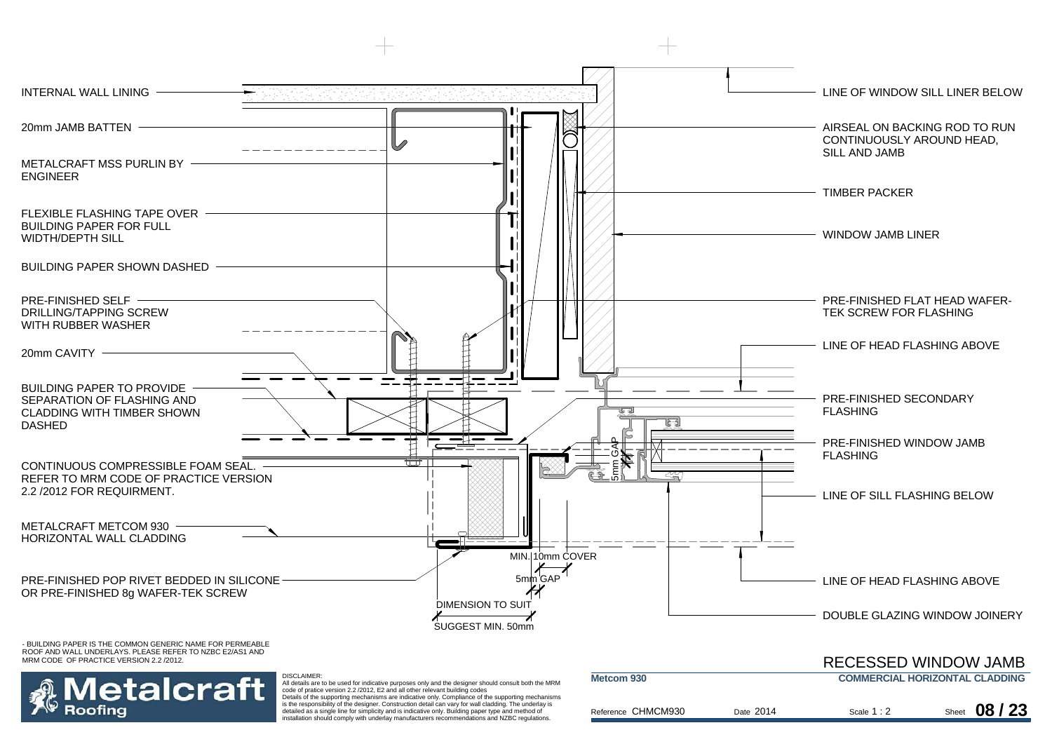INTERNAL WALL LINING

20mm JAMB BATTEN

METALCRAFT MSS PURLIN BY ENGINEER

FLEXIBLE FLASHING TAPE OVER BUILDING PAPER FOR FULL WIDTH/DEPTH SILL

BUILDING PAPER SHOWN DASHED

PRE-FINISHED SELF DRILLING/TAPPING SCREW WITH RUBBER WASHER

20mm CAVITY

BUILDING PAPER TO PROVIDE SEPARATION OF FLASHING AND CLADDING WITH TIMBER SHOWN DASHED

CONTINUOUS COMPRESSIBLE FOAM SEAL. REFER TO MRM CODE OF PRACTICE VERSION 2.2 /2012 FOR REQUIRMENT.

METALCRAFT METCOM 930 HORIZONTAL WALL CLADDING

PRE-FINISHED POP RIVET BEDDED IN SILICONE OR PRE-FINISHED 8g WAFER-TEK SCREW

LINE OF WINDOW SILL LINER BELOW

AIRSEAL ON BACKING ROD TO RUN CONTINUOUSLY AROUND HEAD, SILL AND JAMB

TIMBER PACKER

WINDOW JAMB LINER

PRE-FINISHED FLAT HEAD WAFER-TEK SCREW FOR FLASHING

LINE OF HEAD FLASHING ABOVE

PRE-FINISHED SECONDARY FLASHING

PRE-FINISHED WINDOW JAMB FLASHING

LINE OF SILL FLASHING BELOW

LINE OF HEAD FLASHING ABOVE

DOUBLE GLAZING WINDOW JOINERY

5mm GAP

MIN. 10mm COVER

5mm GAP

DIMENSION TO SUIT

SUGGEST MIN. 50mm

- BUILDING PAPER IS THE COMMON GENERIC NAME FOR PERMEABLE ROOF AND WALL UNDERLAYS. PLEASE REFER TO NZBC E2/AS1 AND MRM CODE OF PRACTICE VERSION 2.2 /2012.

# RECESSED WINDOW JAMB

DISCLAIMER:
All details are to be used for indicative purposes only and the designer should consult both the MRM code of pratice version 2.2 /2012, E2 and all other relevant building codes
Details of the supporting mechanisms are indicative only. Compliance of the supporting mechanisms is the responsibility of the designer. Construction detail can vary for wall cladding. The underlay is detailed as a single line for simplicity and is indicative only. Building paper type and method of installation should comply with underlay manufacturers recommendations and NZBC regulations.

Metalcraft Roofing

**Metcom 930** — **COMMERCIAL HORIZONTAL CLADDING**

Reference CHMCM930 | Date 2014 | Scale 1 : 2 | Sheet **08 / 23**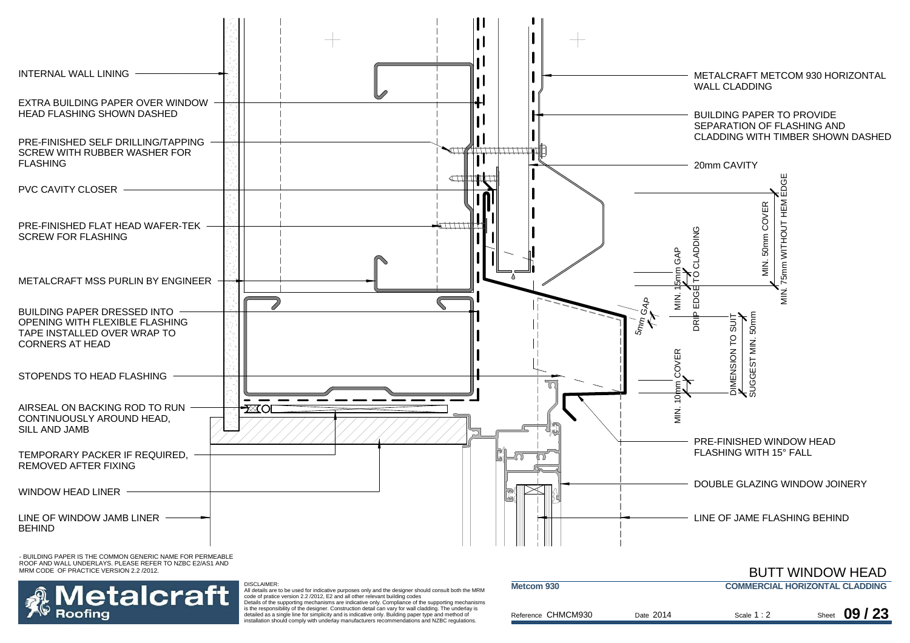INTERNAL WALL LINING

EXTRA BUILDING PAPER OVER WINDOW HEAD FLASHING SHOWN DASHED

PRE-FINISHED SELF DRILLING/TAPPING SCREW WITH RUBBER WASHER FOR FLASHING

PVC CAVITY CLOSER

PRE-FINISHED FLAT HEAD WAFER-TEK SCREW FOR FLASHING

METALCRAFT MSS PURLIN BY ENGINEER

BUILDING PAPER DRESSED INTO OPENING WITH FLEXIBLE FLASHING TAPE INSTALLED OVER WRAP TO CORNERS AT HEAD

STOPENDS TO HEAD FLASHING

AIRSEAL ON BACKING ROD TO RUN CONTINUOUSLY AROUND HEAD, SILL AND JAMB

TEMPORARY PACKER IF REQUIRED, REMOVED AFTER FIXING

WINDOW HEAD LINER

LINE OF WINDOW JAMB LINER BEHIND

METALCRAFT METCOM 930 HORIZONTAL WALL CLADDING

BUILDING PAPER TO PROVIDE SEPARATION OF FLASHING AND CLADDING WITH TIMBER SHOWN DASHED

20mm CAVITY

MIN. 75mm WITHOUT HEM EDGE

MIN. 50mm COVER

DRIP EDGE TO CLADDING

MIN. 15mm GAP

5mm GAP

DIMENSION TO SUIT SUGGEST MIN. 50mm

MIN. 10mm COVER

PRE-FINISHED WINDOW HEAD FLASHING WITH 15° FALL

DOUBLE GLAZING WINDOW JOINERY

LINE OF JAME FLASHING BEHIND

- BUILDING PAPER IS THE COMMON GENERIC NAME FOR PERMEABLE ROOF AND WALL UNDERLAYS. PLEASE REFER TO NZBC E2/AS1 AND MRM CODE OF PRACTICE VERSION 2.2 /2012.

DISCLAIMER:
All details are to be used for indicative purposes only and the designer should consult both the MRM code of pratice version 2.2 /2012, E2 and all other relevant building codes
Details of the supporting mechanisms are indicative only. Compliance of the supporting mechanisms is the responsibility of the designer. Construction detail can vary for wall cladding. The underlay is detailed as a single line for simplicity and is indicative only. Building paper type and method of installation should comply with underlay manufacturers recommendations and NZBC regulations.

Metalcraft Roofing

# BUTT WINDOW HEAD

**Metcom 930** — **COMMERCIAL HORIZONTAL CLADDING**

Reference CHMCM930 | Date 2014 | Scale 1 : 2 | Sheet **09 / 23**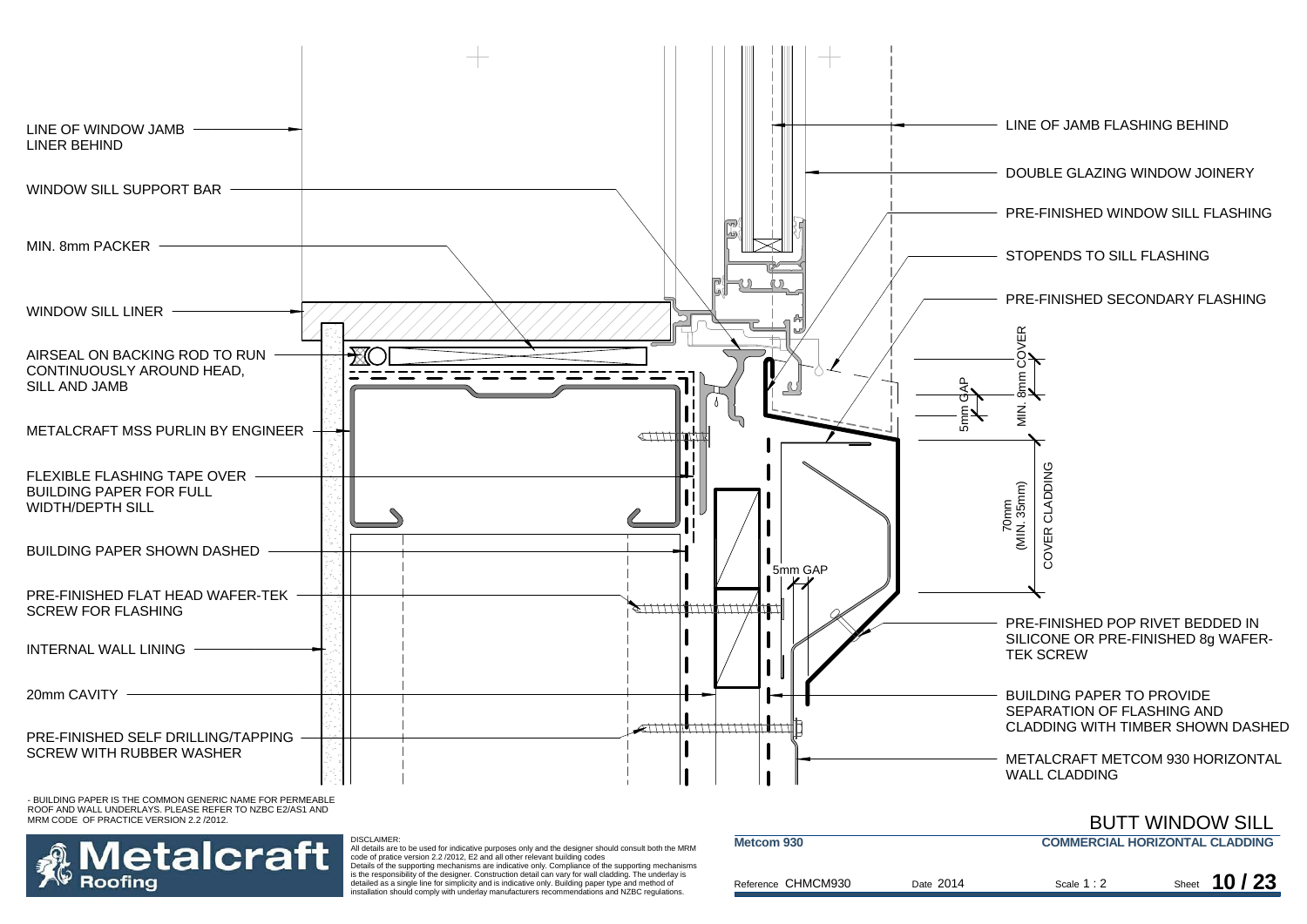LINE OF WINDOW JAMB LINER BEHIND

WINDOW SILL SUPPORT BAR

MIN. 8mm PACKER

WINDOW SILL LINER

AIRSEAL ON BACKING ROD TO RUN CONTINUOUSLY AROUND HEAD, SILL AND JAMB

METALCRAFT MSS PURLIN BY ENGINEER

FLEXIBLE FLASHING TAPE OVER BUILDING PAPER FOR FULL WIDTH/DEPTH SILL

BUILDING PAPER SHOWN DASHED

PRE-FINISHED FLAT HEAD WAFER-TEK SCREW FOR FLASHING

INTERNAL WALL LINING

20mm CAVITY

PRE-FINISHED SELF DRILLING/TAPPING SCREW WITH RUBBER WASHER

LINE OF JAMB FLASHING BEHIND

DOUBLE GLAZING WINDOW JOINERY

PRE-FINISHED WINDOW SILL FLASHING

STOPENDS TO SILL FLASHING

PRE-FINISHED SECONDARY FLASHING

MIN. 8mm COVER

5mm GAP

70mm (MIN. 35mm) COVER CLADDING

5mm GAP

PRE-FINISHED POP RIVET BEDDED IN SILICONE OR PRE-FINISHED 8g WAFER-TEK SCREW

BUILDING PAPER TO PROVIDE SEPARATION OF FLASHING AND CLADDING WITH TIMBER SHOWN DASHED

METALCRAFT METCOM 930 HORIZONTAL WALL CLADDING

- BUILDING PAPER IS THE COMMON GENERIC NAME FOR PERMEABLE ROOF AND WALL UNDERLAYS. PLEASE REFER TO NZBC E2/AS1 AND MRM CODE OF PRACTICE VERSION 2.2 /2012.

# BUTT WINDOW SILL

**Metalcraft Roofing**

DISCLAIMER:
All details are to be used for indicative purposes only and the designer should consult both the MRM code of pratice version 2.2 /2012, E2 and all other relevant building codes
Details of the supporting mechanisms are indicative only. Compliance of the supporting mechanisms is the responsibility of the designer. Construction detail can vary for wall cladding. The underlay is detailed as a single line for simplicity and is indicative only. Building paper type and method of installation should comply with underlay manufacturers recommendations and NZBC regulations.

**Metcom 930** — **COMMERCIAL HORIZONTAL CLADDING**

Reference CHMCM930 | Date 2014 | Scale 1 : 2 | Sheet **10 / 23**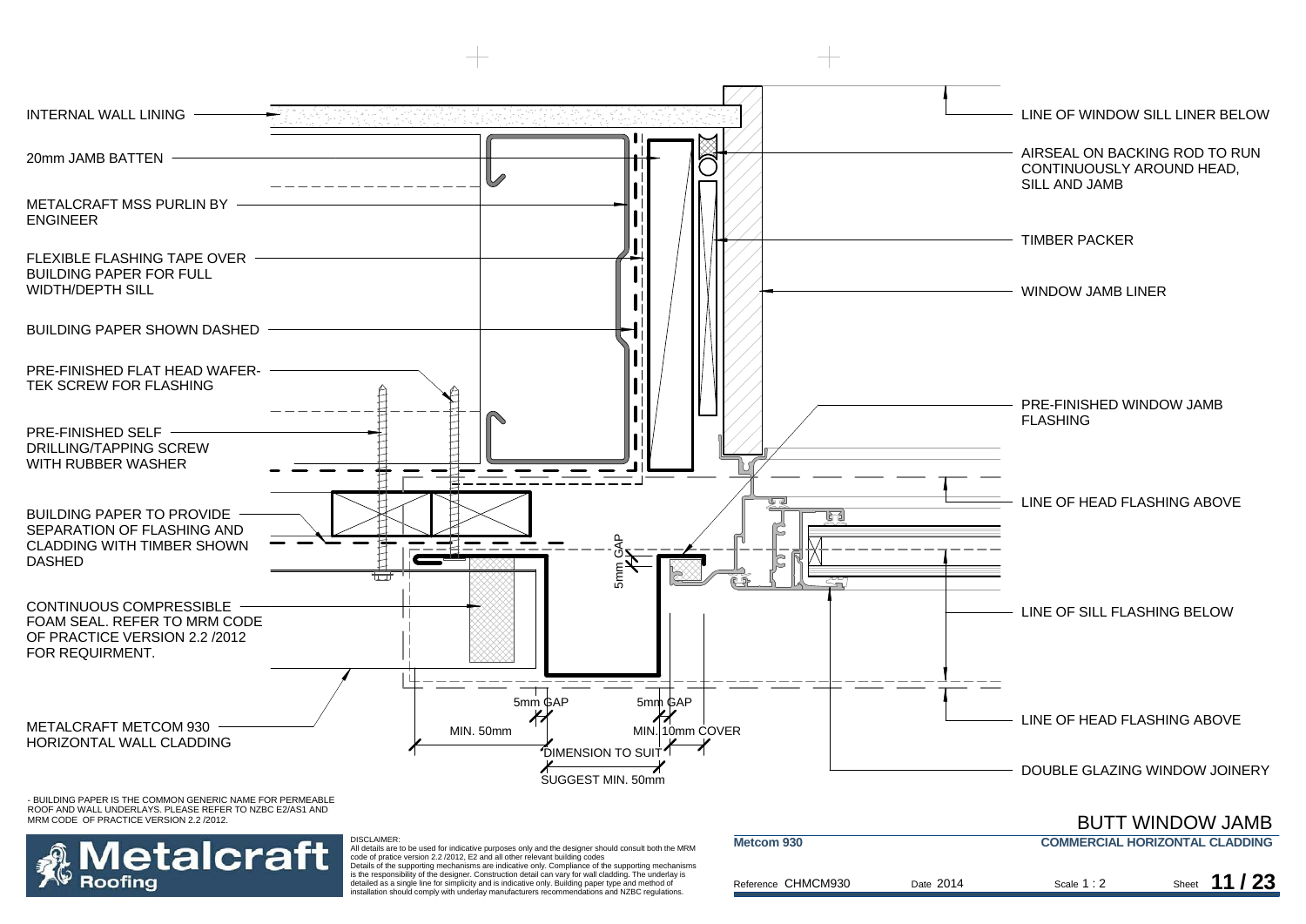INTERNAL WALL LINING

20mm JAMB BATTEN

METALCRAFT MSS PURLIN BY ENGINEER

FLEXIBLE FLASHING TAPE OVER BUILDING PAPER FOR FULL WIDTH/DEPTH SILL

BUILDING PAPER SHOWN DASHED

PRE-FINISHED FLAT HEAD WAFER-TEK SCREW FOR FLASHING

PRE-FINISHED SELF DRILLING/TAPPING SCREW WITH RUBBER WASHER

BUILDING PAPER TO PROVIDE SEPARATION OF FLASHING AND CLADDING WITH TIMBER SHOWN DASHED

CONTINUOUS COMPRESSIBLE FOAM SEAL. REFER TO MRM CODE OF PRACTICE VERSION 2.2 /2012 FOR REQUIRMENT.

METALCRAFT METCOM 930 HORIZONTAL WALL CLADDING

LINE OF WINDOW SILL LINER BELOW

AIRSEAL ON BACKING ROD TO RUN CONTINUOUSLY AROUND HEAD, SILL AND JAMB

TIMBER PACKER

WINDOW JAMB LINER

PRE-FINISHED WINDOW JAMB FLASHING

LINE OF HEAD FLASHING ABOVE

LINE OF SILL FLASHING BELOW

LINE OF HEAD FLASHING ABOVE

DOUBLE GLAZING WINDOW JOINERY

5mm GAP

5mm GAP

5mm GAP

MIN. 50mm

MIN. 10mm COVER

DIMENSION TO SUIT

SUGGEST MIN. 50mm

- BUILDING PAPER IS THE COMMON GENERIC NAME FOR PERMEABLE ROOF AND WALL UNDERLAYS. PLEASE REFER TO NZBC E2/AS1 AND MRM CODE OF PRACTICE VERSION 2.2 /2012.

# BUTT WINDOW JAMB

Metalcraft Roofing

DISCLAIMER:
All details are to be used for indicative purposes only and the designer should consult both the MRM code of pratice version 2.2 /2012, E2 and all other relevant building codes
Details of the supporting mechanisms are indicative only. Compliance of the supporting mechanisms is the responsibility of the designer. Construction detail can vary for wall cladding. The underlay is detailed as a single line for simplicity and is indicative only. Building paper type and method of installation should comply with underlay manufacturers recommendations and NZBC regulations.

**Metcom 930** | **COMMERCIAL HORIZONTAL CLADDING**

Reference CHMCM930 | Date 2014 | Scale 1 : 2 | Sheet 11 / 23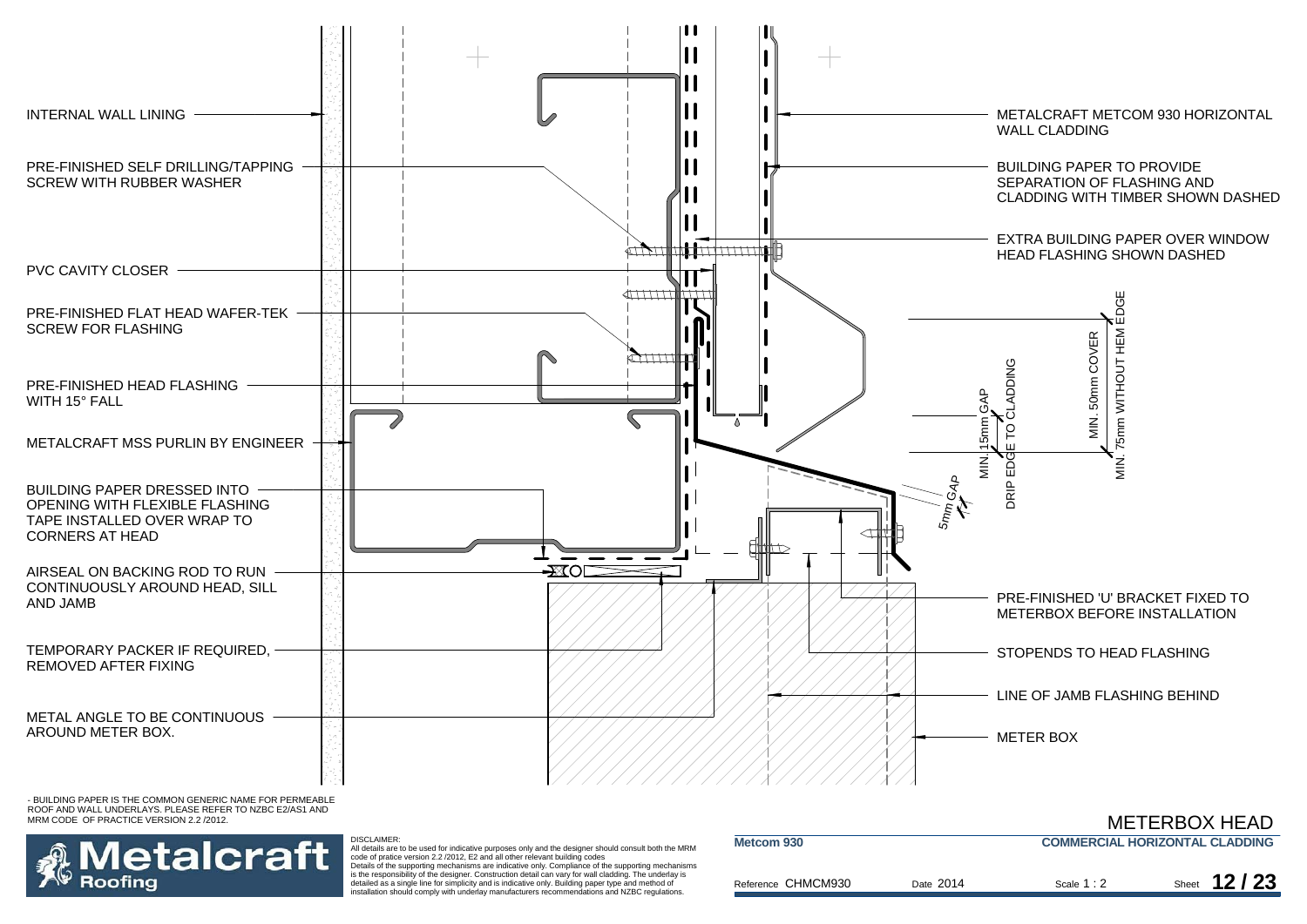INTERNAL WALL LINING

PRE-FINISHED SELF DRILLING/TAPPING SCREW WITH RUBBER WASHER

PVC CAVITY CLOSER

PRE-FINISHED FLAT HEAD WAFER-TEK SCREW FOR FLASHING

PRE-FINISHED HEAD FLASHING WITH 15° FALL

METALCRAFT MSS PURLIN BY ENGINEER

BUILDING PAPER DRESSED INTO OPENING WITH FLEXIBLE FLASHING TAPE INSTALLED OVER WRAP TO CORNERS AT HEAD

AIRSEAL ON BACKING ROD TO RUN CONTINUOUSLY AROUND HEAD, SILL AND JAMB

TEMPORARY PACKER IF REQUIRED, REMOVED AFTER FIXING

METAL ANGLE TO BE CONTINUOUS AROUND METER BOX.

METALCRAFT METCOM 930 HORIZONTAL WALL CLADDING

BUILDING PAPER TO PROVIDE SEPARATION OF FLASHING AND CLADDING WITH TIMBER SHOWN DASHED

EXTRA BUILDING PAPER OVER WINDOW HEAD FLASHING SHOWN DASHED

MIN. 75mm WITHOUT HEM EDGE

MIN. 50mm COVER

DRIP EDGE TO CLADDING

MIN. 15mm GAP

5mm GAP

PRE-FINISHED 'U' BRACKET FIXED TO METERBOX BEFORE INSTALLATION

STOPENDS TO HEAD FLASHING

LINE OF JAMB FLASHING BEHIND

METER BOX

- BUILDING PAPER IS THE COMMON GENERIC NAME FOR PERMEABLE ROOF AND WALL UNDERLAYS. PLEASE REFER TO NZBC E2/AS1 AND MRM CODE OF PRACTICE VERSION 2.2 /2012.

DISCLAIMER:
All details are to be used for indicative purposes only and the designer should consult both the MRM code of pratice version 2.2 /2012, E2 and all other relevant building codes
Details of the supporting mechanisms are indicative only. Compliance of the supporting mechanisms is the responsibility of the designer. Construction detail can vary for wall cladding. The underlay is detailed as a single line for simplicity and is indicative only. Building paper type and method of installation should comply with underlay manufacturers recommendations and NZBC regulations.

Metalcraft Roofing

# METERBOX HEAD

**Metcom 930** — **COMMERCIAL HORIZONTAL CLADDING**

Reference CHMCM930 | Date 2014 | Scale 1 : 2 | Sheet 12 / 23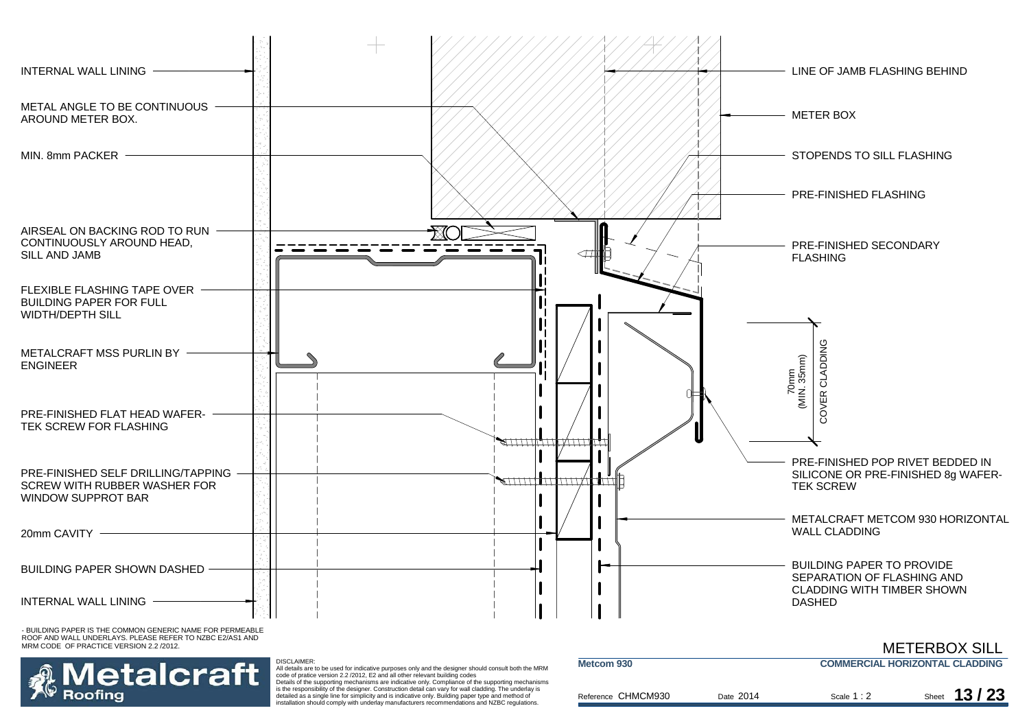INTERNAL WALL LINING

METAL ANGLE TO BE CONTINUOUS AROUND METER BOX.

MIN. 8mm PACKER

AIRSEAL ON BACKING ROD TO RUN CONTINUOUSLY AROUND HEAD, SILL AND JAMB

FLEXIBLE FLASHING TAPE OVER BUILDING PAPER FOR FULL WIDTH/DEPTH SILL

METALCRAFT MSS PURLIN BY ENGINEER

PRE-FINISHED FLAT HEAD WAFER-TEK SCREW FOR FLASHING

PRE-FINISHED SELF DRILLING/TAPPING SCREW WITH RUBBER WASHER FOR WINDOW SUPPROT BAR

20mm CAVITY

BUILDING PAPER SHOWN DASHED

INTERNAL WALL LINING

LINE OF JAMB FLASHING BEHIND

METER BOX

STOPENDS TO SILL FLASHING

PRE-FINISHED FLASHING

PRE-FINISHED SECONDARY FLASHING

70mm (MIN. 35mm) COVER CLADDING

PRE-FINISHED POP RIVET BEDDED IN SILICONE OR PRE-FINISHED 8g WAFER-TEK SCREW

METALCRAFT METCOM 930 HORIZONTAL WALL CLADDING

BUILDING PAPER TO PROVIDE SEPARATION OF FLASHING AND CLADDING WITH TIMBER SHOWN DASHED

- BUILDING PAPER IS THE COMMON GENERIC NAME FOR PERMEABLE ROOF AND WALL UNDERLAYS. PLEASE REFER TO NZBC E2/AS1 AND MRM CODE OF PRACTICE VERSION 2.2 /2012.

Metalcraft Roofing

DISCLAIMER:
All details are to be used for indicative purposes only and the designer should consult both the MRM code of pratice version 2.2 /2012, E2 and all other relevant building codes
Details of the supporting mechanisms are indicative only. Compliance of the supporting mechanisms is the responsibility of the designer. Construction detail can vary for wall cladding. The underlay is detailed as a single line for simplicity and is indicative only. Building paper type and method of installation should comply with underlay manufacturers recommendations and NZBC regulations.

# METERBOX SILL

**Metcom 930** — **COMMERCIAL HORIZONTAL CLADDING**

Reference CHMCM930 | Date 2014 | Scale 1 : 2 | Sheet 13 / 23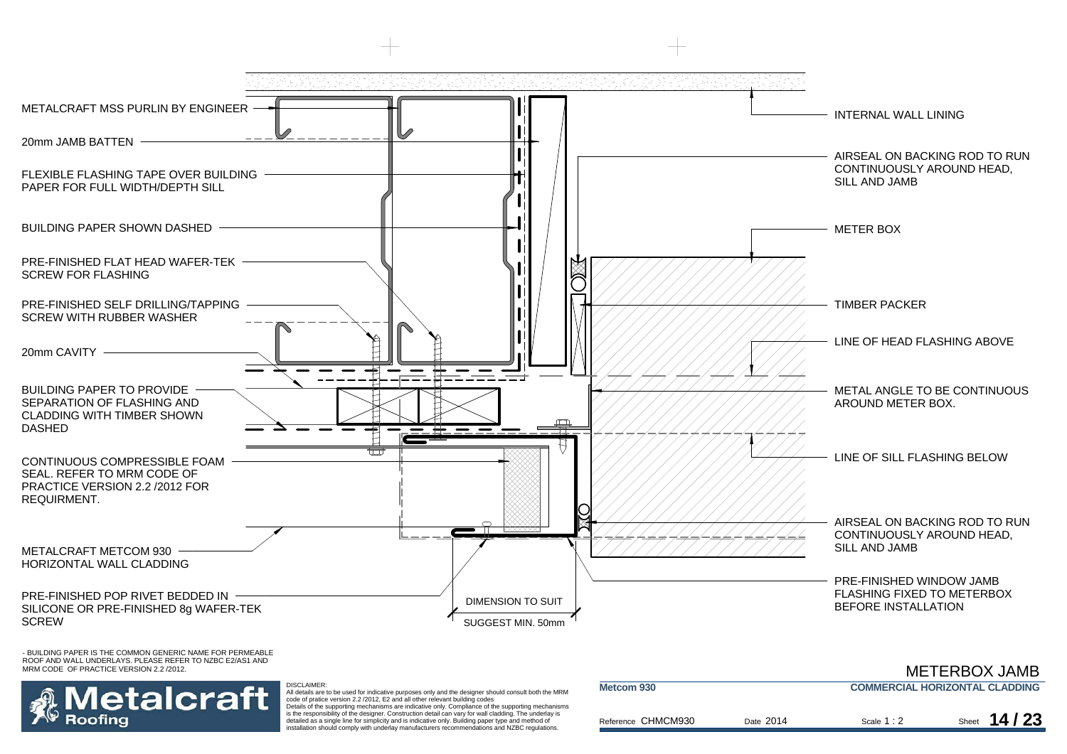METALCRAFT MSS PURLIN BY ENGINEER

20mm JAMB BATTEN

FLEXIBLE FLASHING TAPE OVER BUILDING PAPER FOR FULL WIDTH/DEPTH SILL

BUILDING PAPER SHOWN DASHED

PRE-FINISHED FLAT HEAD WAFER-TEK SCREW FOR FLASHING

PRE-FINISHED SELF DRILLING/TAPPING SCREW WITH RUBBER WASHER

20mm CAVITY

BUILDING PAPER TO PROVIDE SEPARATION OF FLASHING AND CLADDING WITH TIMBER SHOWN DASHED

CONTINUOUS COMPRESSIBLE FOAM SEAL. REFER TO MRM CODE OF PRACTICE VERSION 2.2 /2012 FOR REQUIRMENT.

METALCRAFT METCOM 930 HORIZONTAL WALL CLADDING

PRE-FINISHED POP RIVET BEDDED IN SILICONE OR PRE-FINISHED 8g WAFER-TEK SCREW

DIMENSION TO SUIT

SUGGEST MIN. 50mm

INTERNAL WALL LINING

AIRSEAL ON BACKING ROD TO RUN CONTINUOUSLY AROUND HEAD, SILL AND JAMB

METER BOX

TIMBER PACKER

LINE OF HEAD FLASHING ABOVE

METAL ANGLE TO BE CONTINUOUS AROUND METER BOX.

LINE OF SILL FLASHING BELOW

AIRSEAL ON BACKING ROD TO RUN CONTINUOUSLY AROUND HEAD, SILL AND JAMB

PRE-FINISHED WINDOW JAMB FLASHING FIXED TO METERBOX BEFORE INSTALLATION

- BUILDING PAPER IS THE COMMON GENERIC NAME FOR PERMEABLE ROOF AND WALL UNDERLAYS. PLEASE REFER TO NZBC E2/AS1 AND MRM CODE OF PRACTICE VERSION 2.2 /2012.

# METERBOX JAMB

Metalcraft Roofing

DISCLAIMER:
All details are to be used for indicative purposes only and the designer should consult both the MRM code of pratice version 2.2 /2012, E2 and all other relevant building codes
Details of the supporting mechanisms are indicative only. Compliance of the supporting mechanisms is the responsibility of the designer. Construction detail can vary for wall cladding. The underlay is detailed as a single line for simplicity and is indicative only. Building paper type and method of installation should comply with underlay manufacturers recommendations and NZBC regulations.

**Metcom 930** | **COMMERCIAL HORIZONTAL CLADDING**

Reference CHMCM930 | Date 2014 | Scale 1 : 2 | Sheet **14 / 23**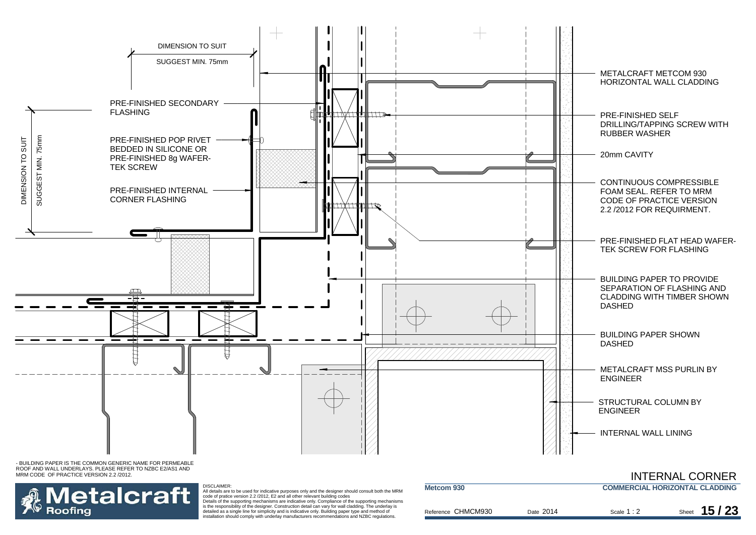DIMENSION TO SUIT

SUGGEST MIN. 75mm

PRE-FINISHED SECONDARY FLASHING

PRE-FINISHED POP RIVET BEDDED IN SILICONE OR PRE-FINISHED 8g WAFER-TEK SCREW

PRE-FINISHED INTERNAL CORNER FLASHING

DIMENSION TO SUIT

SUGGEST MIN. 75mm

METALCRAFT METCOM 930 HORIZONTAL WALL CLADDING

PRE-FINISHED SELF DRILLING/TAPPING SCREW WITH RUBBER WASHER

20mm CAVITY

CONTINUOUS COMPRESSIBLE FOAM SEAL. REFER TO MRM CODE OF PRACTICE VERSION 2.2 /2012 FOR REQUIRMENT.

PRE-FINISHED FLAT HEAD WAFER-TEK SCREW FOR FLASHING

BUILDING PAPER TO PROVIDE SEPARATION OF FLASHING AND CLADDING WITH TIMBER SHOWN DASHED

BUILDING PAPER SHOWN DASHED

METALCRAFT MSS PURLIN BY ENGINEER

STRUCTURAL COLUMN BY ENGINEER

INTERNAL WALL LINING

- BUILDING PAPER IS THE COMMON GENERIC NAME FOR PERMEABLE ROOF AND WALL UNDERLAYS. PLEASE REFER TO NZBC E2/AS1 AND MRM CODE OF PRACTICE VERSION 2.2 /2012.

DISCLAIMER:
All details are to be used for indicative purposes only and the designer should consult both the MRM code of pratice version 2.2 /2012, E2 and all other relevant building codes
Details of the supporting mechanisms are indicative only. Compliance of the supporting mechanisms is the responsibility of the designer. Construction detail can vary for wall cladding. The underlay is detailed as a single line for simplicity and is indicative only. Building paper type and method of installation should comply with underlay manufacturers recommendations and NZBC regulations.

# INTERNAL CORNER

**Metcom 930** | **COMMERCIAL HORIZONTAL CLADDING**

Reference CHMCM930 | Date 2014 | Scale 1 : 2 | Sheet 15 / 23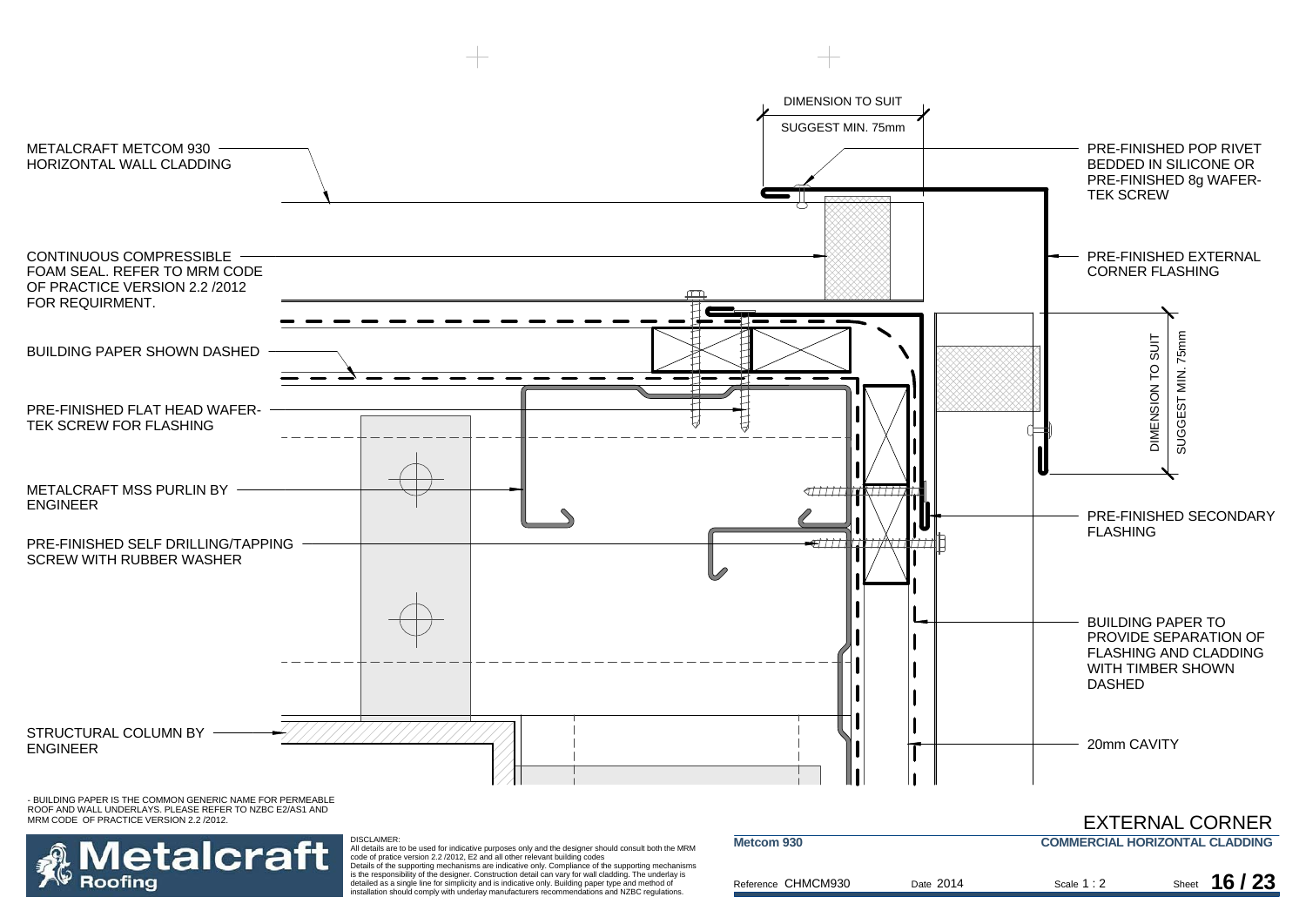DIMENSION TO SUIT

SUGGEST MIN. 75mm

METALCRAFT METCOM 930 HORIZONTAL WALL CLADDING

PRE-FINISHED POP RIVET BEDDED IN SILICONE OR PRE-FINISHED 8g WAFER-TEK SCREW

CONTINUOUS COMPRESSIBLE FOAM SEAL. REFER TO MRM CODE OF PRACTICE VERSION 2.2 /2012 FOR REQUIRMENT.

PRE-FINISHED EXTERNAL CORNER FLASHING

BUILDING PAPER SHOWN DASHED

DIMENSION TO SUIT

SUGGEST MIN. 75mm

PRE-FINISHED FLAT HEAD WAFER-TEK SCREW FOR FLASHING

METALCRAFT MSS PURLIN BY ENGINEER

PRE-FINISHED SECONDARY FLASHING

PRE-FINISHED SELF DRILLING/TAPPING SCREW WITH RUBBER WASHER

BUILDING PAPER TO PROVIDE SEPARATION OF FLASHING AND CLADDING WITH TIMBER SHOWN DASHED

STRUCTURAL COLUMN BY ENGINEER

20mm CAVITY

- BUILDING PAPER IS THE COMMON GENERIC NAME FOR PERMEABLE ROOF AND WALL UNDERLAYS. PLEASE REFER TO NZBC E2/AS1 AND MRM CODE OF PRACTICE VERSION 2.2 /2012.

DISCLAIMER:
All details are to be used for indicative purposes only and the designer should consult both the MRM code of pratice version 2.2 /2012, E2 and all other relevant building codes
Details of the supporting mechanisms are indicative only. Compliance of the supporting mechanisms is the responsibility of the designer. Construction detail can vary for wall cladding. The underlay is detailed as a single line for simplicity and is indicative only. Building paper type and method of installation should comply with underlay manufacturers recommendations and NZBC regulations.

# EXTERNAL CORNER

**Metcom 930** | **COMMERCIAL HORIZONTAL CLADDING**

Reference CHMCM930 | Date 2014 | Scale 1 : 2 | Sheet **16 / 23**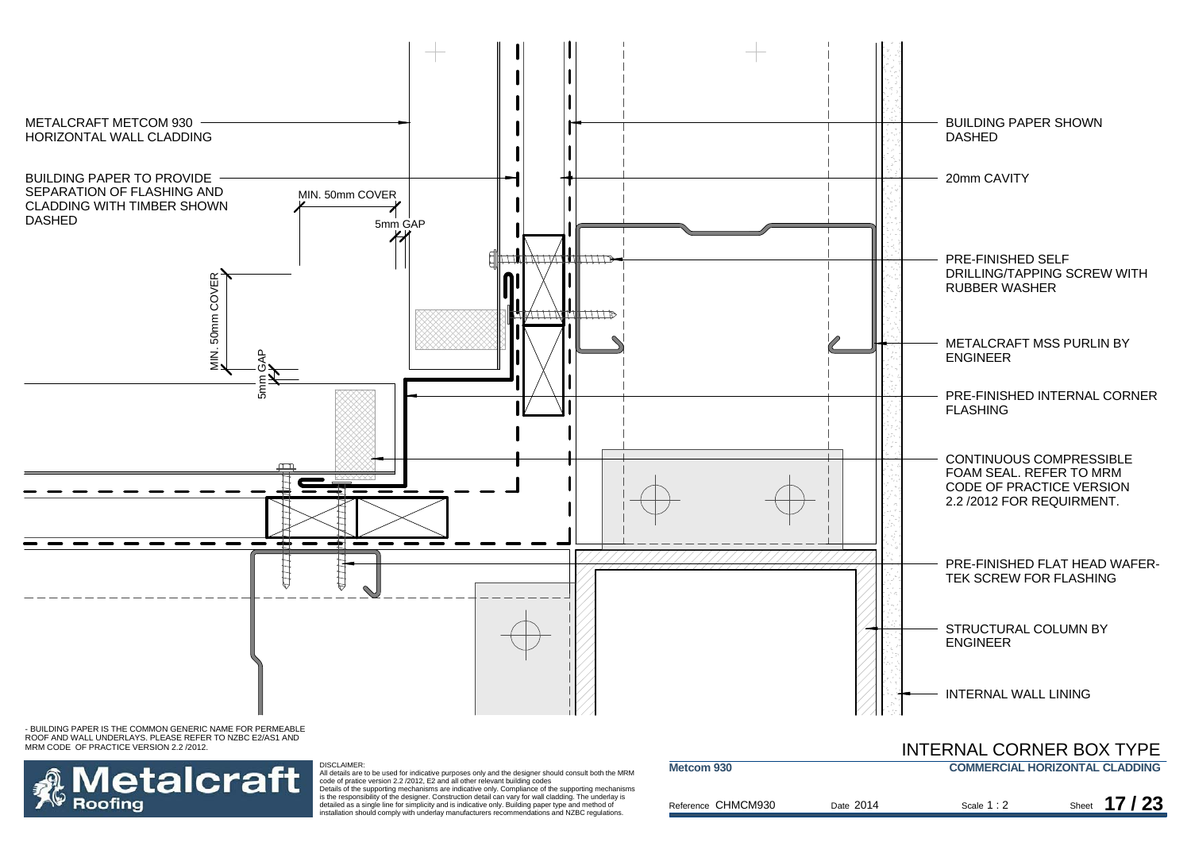METALCRAFT METCOM 930 HORIZONTAL WALL CLADDING

BUILDING PAPER TO PROVIDE SEPARATION OF FLASHING AND CLADDING WITH TIMBER SHOWN DASHED

MIN. 50mm COVER

5mm GAP

MIN. 50mm COVER

5mm GAP

BUILDING PAPER SHOWN DASHED

20mm CAVITY

PRE-FINISHED SELF DRILLING/TAPPING SCREW WITH RUBBER WASHER

METALCRAFT MSS PURLIN BY ENGINEER

PRE-FINISHED INTERNAL CORNER FLASHING

CONTINUOUS COMPRESSIBLE FOAM SEAL. REFER TO MRM CODE OF PRACTICE VERSION 2.2 /2012 FOR REQUIRMENT.

PRE-FINISHED FLAT HEAD WAFER-TEK SCREW FOR FLASHING

STRUCTURAL COLUMN BY ENGINEER

INTERNAL WALL LINING

- BUILDING PAPER IS THE COMMON GENERIC NAME FOR PERMEABLE ROOF AND WALL UNDERLAYS. PLEASE REFER TO NZBC E2/AS1 AND MRM CODE OF PRACTICE VERSION 2.2 /2012.

DISCLAIMER:
All details are to be used for indicative purposes only and the designer should consult both the MRM code of pratice version 2.2 /2012, E2 and all other relevant building codes
Details of the supporting mechanisms are indicative only. Compliance of the supporting mechanisms is the responsibility of the designer. Construction detail can vary for wall cladding. The underlay is detailed as a single line for simplicity and is indicative only. Building paper type and method of installation should comply with underlay manufacturers recommendations and NZBC regulations.

Metalcraft Roofing

# INTERNAL CORNER BOX TYPE

**Metcom 930** — **COMMERCIAL HORIZONTAL CLADDING**

Reference CHMCM930 | Date 2014 | Scale 1 : 2 | Sheet **17 / 23**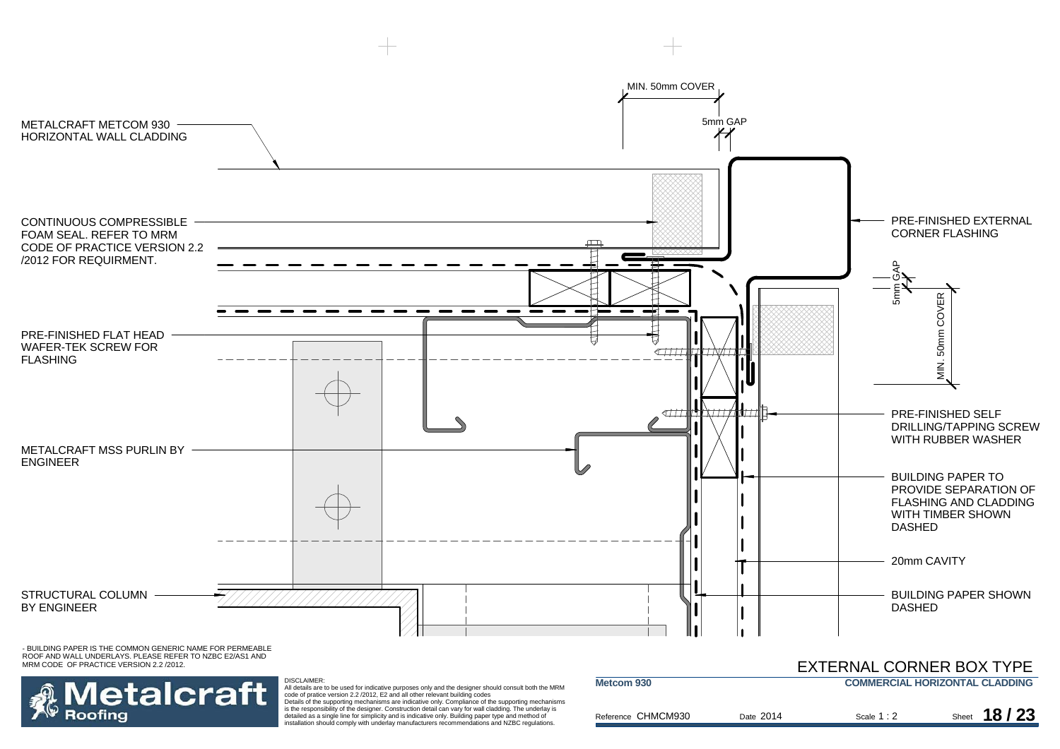METALCRAFT METCOM 930 HORIZONTAL WALL CLADDING

CONTINUOUS COMPRESSIBLE FOAM SEAL. REFER TO MRM CODE OF PRACTICE VERSION 2.2 /2012 FOR REQUIRMENT.

PRE-FINISHED FLAT HEAD WAFER-TEK SCREW FOR FLASHING

METALCRAFT MSS PURLIN BY ENGINEER

STRUCTURAL COLUMN BY ENGINEER

MIN. 50mm COVER

5mm GAP

PRE-FINISHED EXTERNAL CORNER FLASHING

5mm GAP

MIN. 50mm COVER

PRE-FINISHED SELF DRILLING/TAPPING SCREW WITH RUBBER WASHER

BUILDING PAPER TO PROVIDE SEPARATION OF FLASHING AND CLADDING WITH TIMBER SHOWN DASHED

20mm CAVITY

BUILDING PAPER SHOWN DASHED

- BUILDING PAPER IS THE COMMON GENERIC NAME FOR PERMEABLE ROOF AND WALL UNDERLAYS. PLEASE REFER TO NZBC E2/AS1 AND MRM CODE OF PRACTICE VERSION 2.2 /2012.

Metalcraft Roofing

DISCLAIMER:
All details are to be used for indicative purposes only and the designer should consult both the MRM code of pratice version 2.2 /2012, E2 and all other relevant building codes
Details of the supporting mechanisms are indicative only. Compliance of the supporting mechanisms is the responsibility of the designer. Construction detail can vary for wall cladding. The underlay is detailed as a single line for simplicity and is indicative only. Building paper type and method of installation should comply with underlay manufacturers recommendations and NZBC regulations.

# EXTERNAL CORNER BOX TYPE

**Metcom 930** | **COMMERCIAL HORIZONTAL CLADDING**

Reference CHMCM930 | Date 2014 | Scale 1 : 2 | Sheet **18 / 23**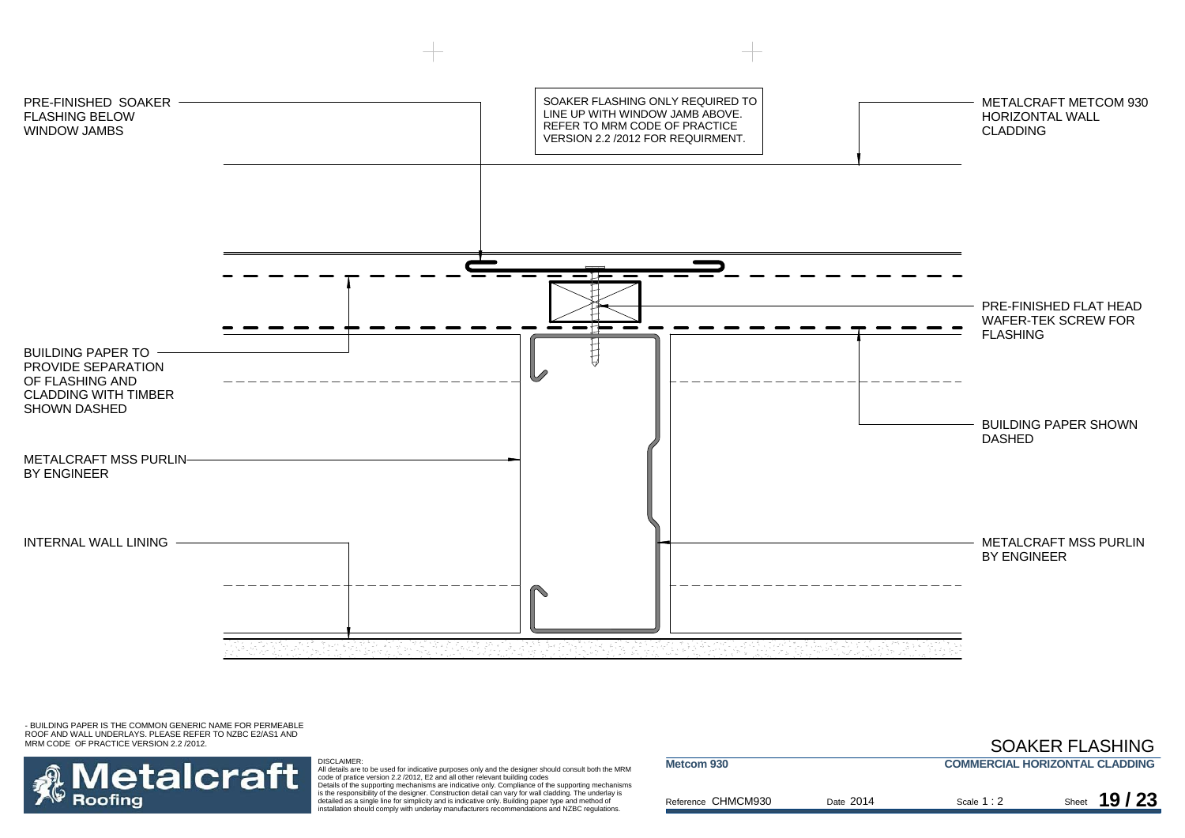PRE-FINISHED SOAKER FLASHING BELOW WINDOW JAMBS

SOAKER FLASHING ONLY REQUIRED TO LINE UP WITH WINDOW JAMB ABOVE. REFER TO MRM CODE OF PRACTICE VERSION 2.2 /2012 FOR REQUIRMENT.

METALCRAFT METCOM 930 HORIZONTAL WALL CLADDING

PRE-FINISHED FLAT HEAD WAFER-TEK SCREW FOR FLASHING

BUILDING PAPER TO PROVIDE SEPARATION OF FLASHING AND CLADDING WITH TIMBER SHOWN DASHED

BUILDING PAPER SHOWN DASHED

METALCRAFT MSS PURLIN BY ENGINEER

INTERNAL WALL LINING

METALCRAFT MSS PURLIN BY ENGINEER

- BUILDING PAPER IS THE COMMON GENERIC NAME FOR PERMEABLE ROOF AND WALL UNDERLAYS. PLEASE REFER TO NZBC E2/AS1 AND MRM CODE OF PRACTICE VERSION 2.2 /2012.

# SOAKER FLASHING

**Metalcraft Roofing**

DISCLAIMER:
All details are to be used for indicative purposes only and the designer should consult both the MRM code of pratice version 2.2 /2012, E2 and all other relevant building codes
Details of the supporting mechanisms are indicative only. Compliance of the supporting mechanisms is the responsibility of the designer. Construction detail can vary for wall cladding. The underlay is detailed as a single line for simplicity and is indicative only. Building paper type and method of installation should comply with underlay manufacturers recommendations and NZBC regulations.

**Metcom 930** | **COMMERCIAL HORIZONTAL CLADDING**

Reference CHMCM930 | Date 2014 | Scale 1 : 2 | Sheet **19 / 23**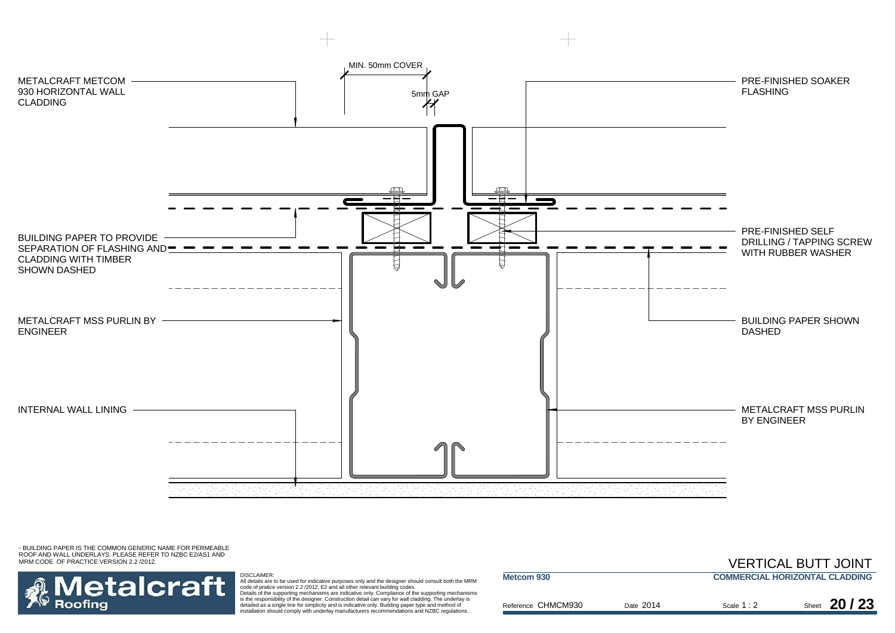METALCRAFT METCOM 930 HORIZONTAL WALL CLADDING

MIN. 50mm COVER

5mm GAP

PRE-FINISHED SOAKER FLASHING

BUILDING PAPER TO PROVIDE SEPARATION OF FLASHING AND CLADDING WITH TIMBER SHOWN DASHED

PRE-FINISHED SELF DRILLING / TAPPING SCREW WITH RUBBER WASHER

METALCRAFT MSS PURLIN BY ENGINEER

BUILDING PAPER SHOWN DASHED

INTERNAL WALL LINING

METALCRAFT MSS PURLIN BY ENGINEER

- BUILDING PAPER IS THE COMMON GENERIC NAME FOR PERMEABLE ROOF AND WALL UNDERLAYS. PLEASE REFER TO NZBC E2/AS1 AND MRM CODE OF PRACTICE VERSION 2.2 /2012.

# VERTICAL BUTT JOINT

DISCLAIMER:
All details are to be used for indicative purposes only and the designer should consult both the MRM code of pratice version 2.2 /2012, E2 and all other relevant building codes
Details of the supporting mechanisms are indicative only. Compliance of the supporting mechanisms is the responsibility of the designer. Construction detail can vary for wall cladding. The underlay is detailed as a single line for simplicity and is indicative only. Building paper type and method of installation should comply with underlay manufacturers recommendations and NZBC regulations.

**Metcom 930** — **COMMERCIAL HORIZONTAL CLADDING**

Reference CHMCM930 | Date 2014 | Scale 1 : 2 | Sheet **20 / 23**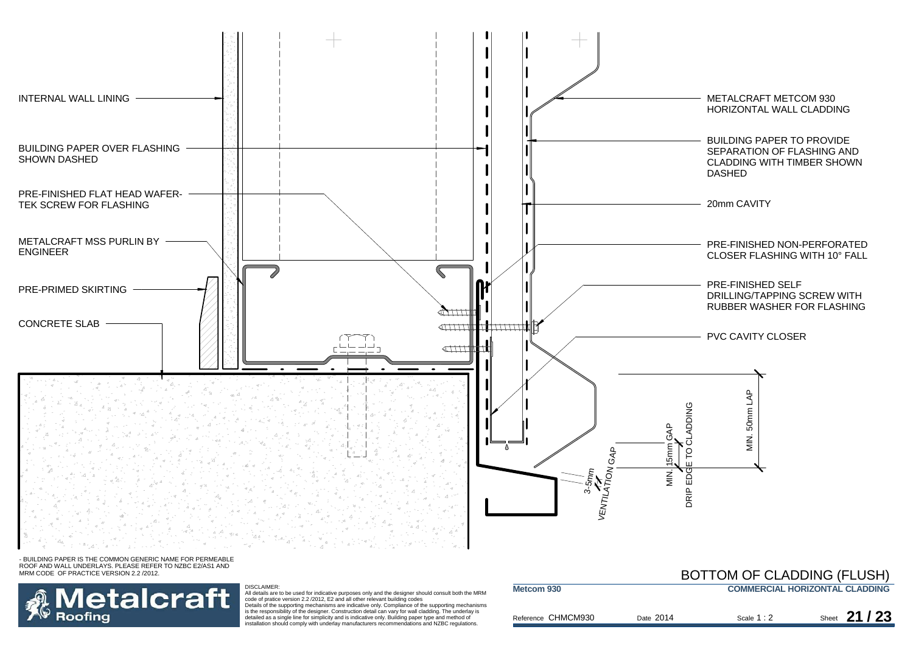INTERNAL WALL LINING

BUILDING PAPER OVER FLASHING SHOWN DASHED

PRE-FINISHED FLAT HEAD WAFER-TEK SCREW FOR FLASHING

METALCRAFT MSS PURLIN BY ENGINEER

PRE-PRIMED SKIRTING

CONCRETE SLAB

METALCRAFT METCOM 930 HORIZONTAL WALL CLADDING

BUILDING PAPER TO PROVIDE SEPARATION OF FLASHING AND CLADDING WITH TIMBER SHOWN DASHED

20mm CAVITY

PRE-FINISHED NON-PERFORATED CLOSER FLASHING WITH 10° FALL

PRE-FINISHED SELF DRILLING/TAPPING SCREW WITH RUBBER WASHER FOR FLASHING

PVC CAVITY CLOSER

MIN. 50mm LAP

MIN. 15mm GAP

DRIP EDGE TO CLADDING

3-5mm VENTILATION GAP

- BUILDING PAPER IS THE COMMON GENERIC NAME FOR PERMEABLE ROOF AND WALL UNDERLAYS. PLEASE REFER TO NZBC E2/AS1 AND MRM CODE OF PRACTICE VERSION 2.2 /2012.

# BOTTOM OF CLADDING (FLUSH)

**Metalcraft Roofing**

DISCLAIMER:
All details are to be used for indicative purposes only and the designer should consult both the MRM code of pratice version 2.2 /2012, E2 and all other relevant building codes
Details of the supporting mechanisms are indicative only. Compliance of the supporting mechanisms is the responsibility of the designer. Construction detail can vary for wall cladding. The underlay is detailed as a single line for simplicity and is indicative only. Building paper type and method of installation should comply with underlay manufacturers recommendations and NZBC regulations.

**Metcom 930** — **COMMERCIAL HORIZONTAL CLADDING**

Reference CHMCM930 | Date 2014 | Scale 1 : 2 | Sheet **21 / 23**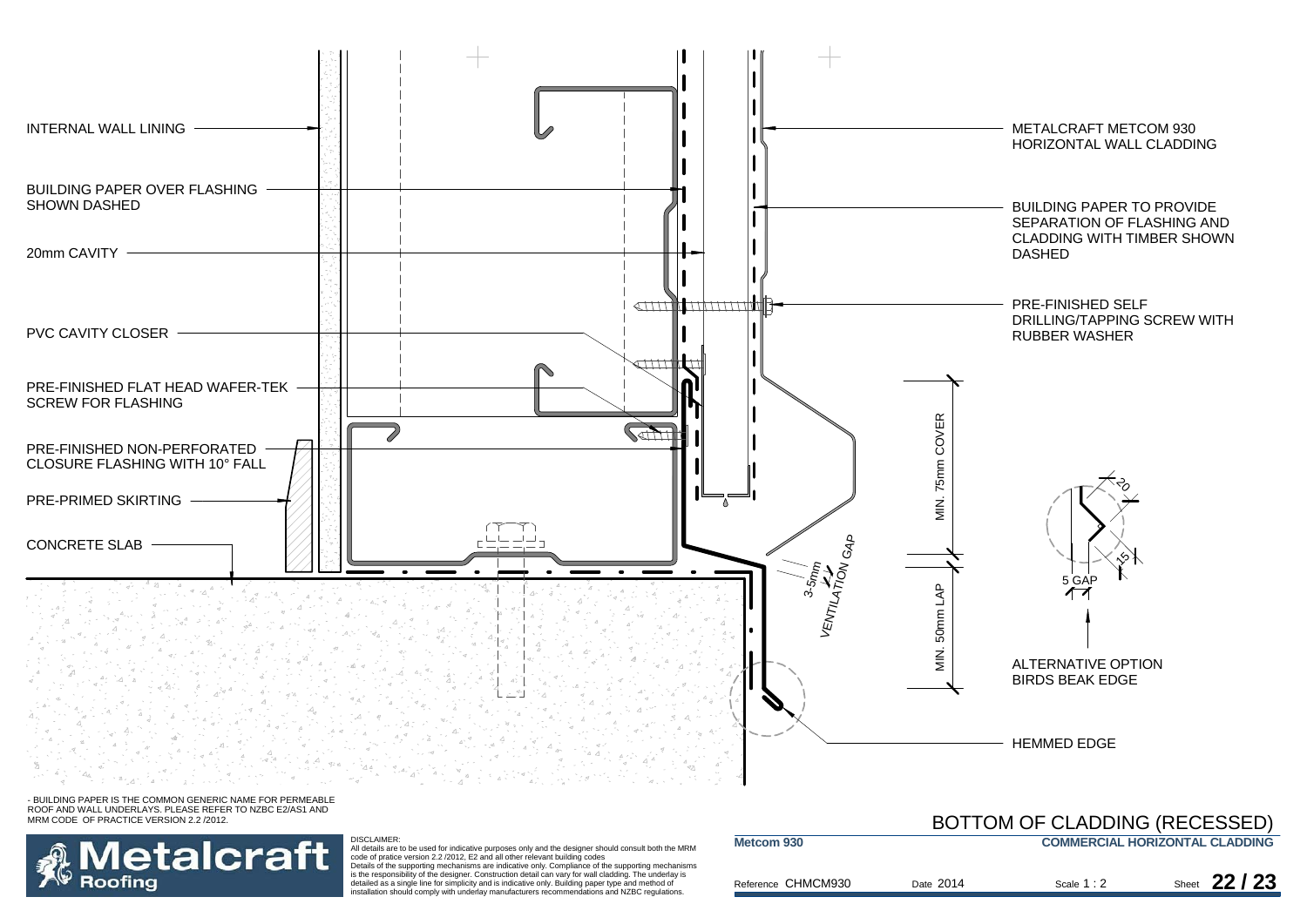INTERNAL WALL LINING

BUILDING PAPER OVER FLASHING SHOWN DASHED

20mm CAVITY

PVC CAVITY CLOSER

PRE-FINISHED FLAT HEAD WAFER-TEK SCREW FOR FLASHING

PRE-FINISHED NON-PERFORATED CLOSURE FLASHING WITH 10° FALL

PRE-PRIMED SKIRTING

CONCRETE SLAB

METALCRAFT METCOM 930 HORIZONTAL WALL CLADDING

BUILDING PAPER TO PROVIDE SEPARATION OF FLASHING AND CLADDING WITH TIMBER SHOWN DASHED

PRE-FINISHED SELF DRILLING/TAPPING SCREW WITH RUBBER WASHER

MIN. 75mm COVER

MIN. 50mm LAP

3-5mm VENTILATION GAP

20

15

5 GAP

ALTERNATIVE OPTION BIRDS BEAK EDGE

HEMMED EDGE

- BUILDING PAPER IS THE COMMON GENERIC NAME FOR PERMEABLE ROOF AND WALL UNDERLAYS. PLEASE REFER TO NZBC E2/AS1 AND MRM CODE OF PRACTICE VERSION 2.2 /2012.

# BOTTOM OF CLADDING (RECESSED)

DISCLAIMER:
All details are to be used for indicative purposes only and the designer should consult both the MRM code of pratice version 2.2 /2012, E2 and all other relevant building codes
Details of the supporting mechanisms are indicative only. Compliance of the supporting mechanisms is the responsibility of the designer. Construction detail can vary for wall cladding. The underlay is detailed as a single line for simplicity and is indicative only. Building paper type and method of installation should comply with underlay manufacturers recommendations and NZBC regulations.

**Metcom 930** | **COMMERCIAL HORIZONTAL CLADDING**

Reference CHMCM930 | Date 2014 | Scale 1 : 2 | Sheet **22 / 23**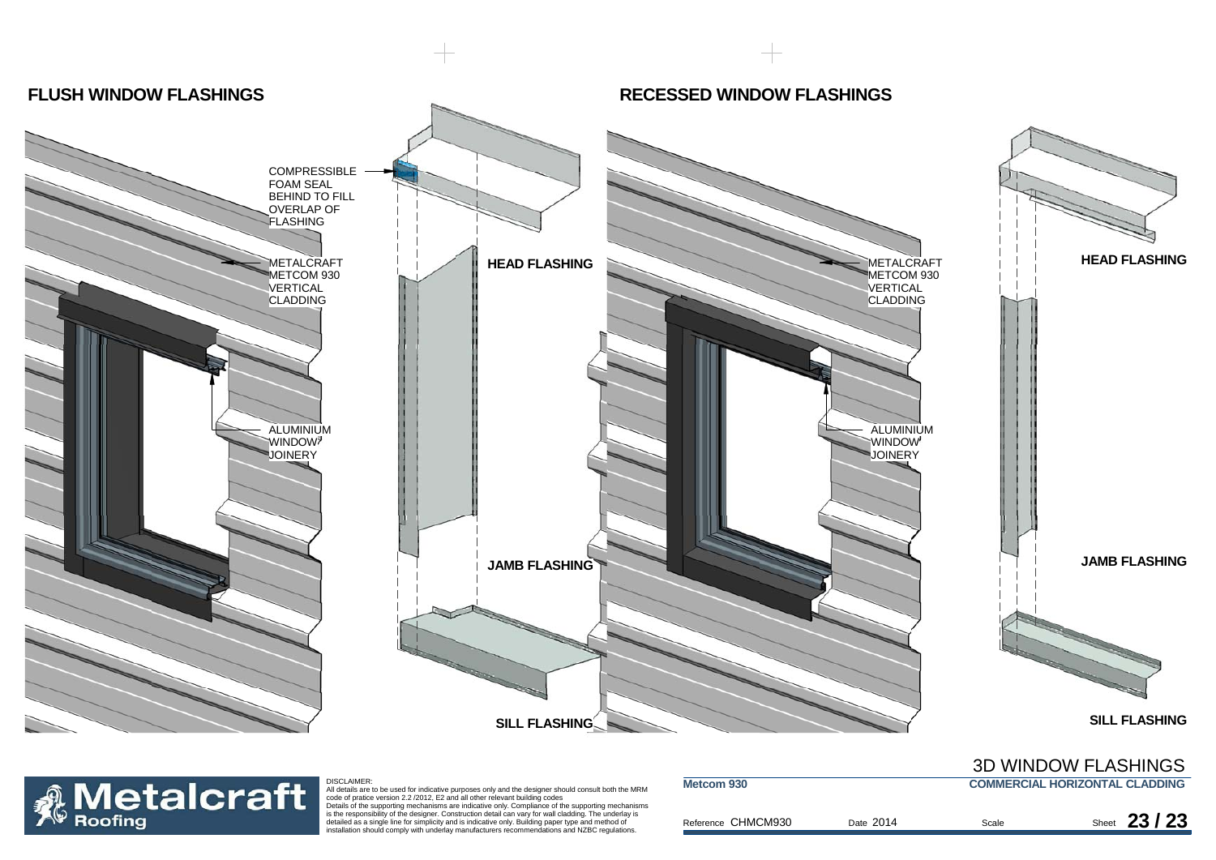## FLUSH WINDOW FLASHINGS

COMPRESSIBLE FOAM SEAL BEHIND TO FILL OVERLAP OF FLASHING

METALCRAFT METCOM 930 VERTICAL CLADDING

ALUMINIUM WINDOW JOINERY

**HEAD FLASHING**

**JAMB FLASHING**

**SILL FLASHING**

## RECESSED WINDOW FLASHINGS

METALCRAFT METCOM 930 VERTICAL CLADDING

ALUMINIUM WINDOW JOINERY

**HEAD FLASHING**

**JAMB FLASHING**

**SILL FLASHING**

Metalcraft Roofing

DISCLAIMER:
All details are to be used for indicative purposes only and the designer should consult both the MRM code of pratice version 2.2 /2012, E2 and all other relevant building codes
Details of the supporting mechanisms are indicative only. Compliance of the supporting mechanisms is the responsibility of the designer. Construction detail can vary for wall cladding. The underlay is detailed as a single line for simplicity and is indicative only. Building paper type and method of installation should comply with underlay manufacturers recommendations and NZBC regulations.

3D WINDOW FLASHINGS

**Metcom 930** | **COMMERCIAL HORIZONTAL CLADDING**

Reference CHMCM930 | Date 2014 | Scale | Sheet **23 / 23**